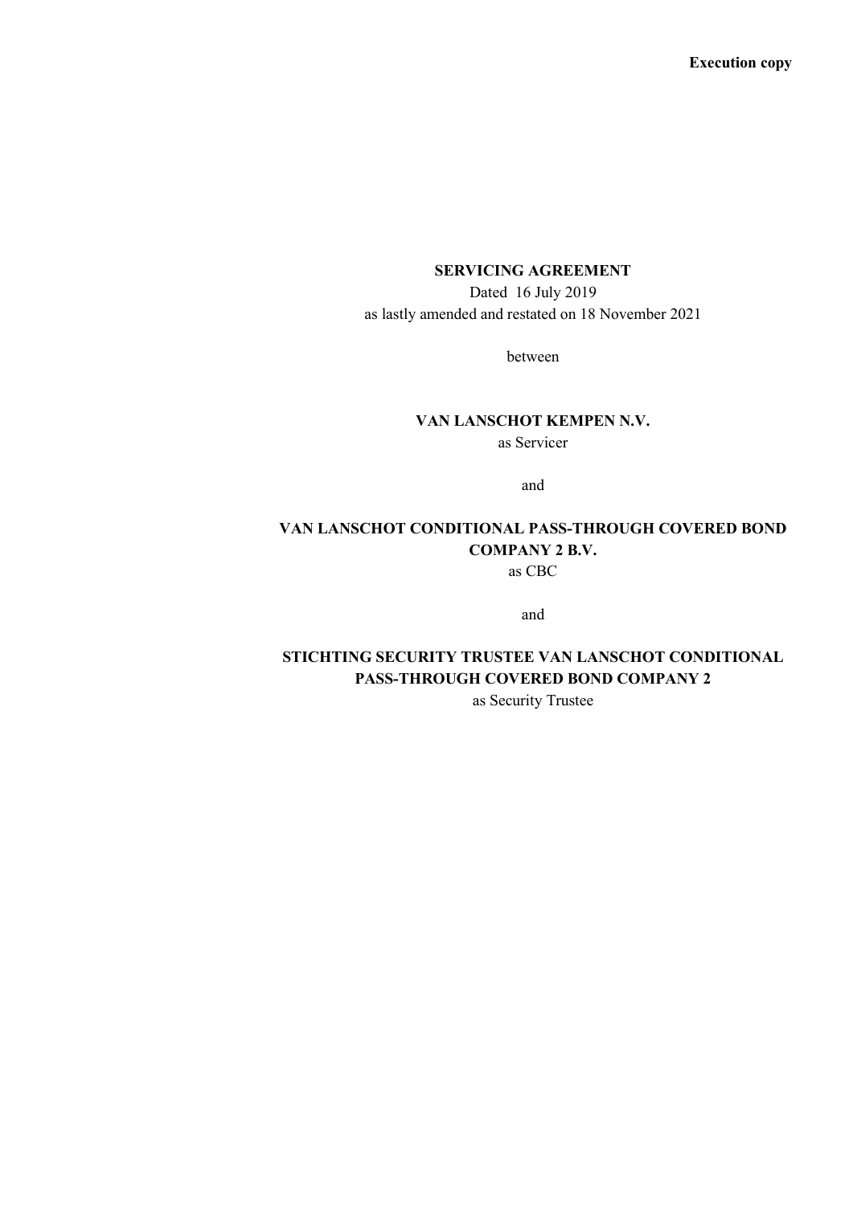**Execution copy**

**SERVICING AGREEMENT**

Dated 16 July 2019

as lastly amended and restated on 18 November 2021

between

**VAN LANSCHOT KEMPEN N.V.**

as Servicer

and

**VAN LANSCHOT CONDITIONAL PASS-THROUGH COVERED BOND COMPANY 2 B.V.**

as CBC

and

**STICHTING SECURITY TRUSTEE VAN LANSCHOT CONDITIONAL PASS-THROUGH COVERED BOND COMPANY 2**

as Security Trustee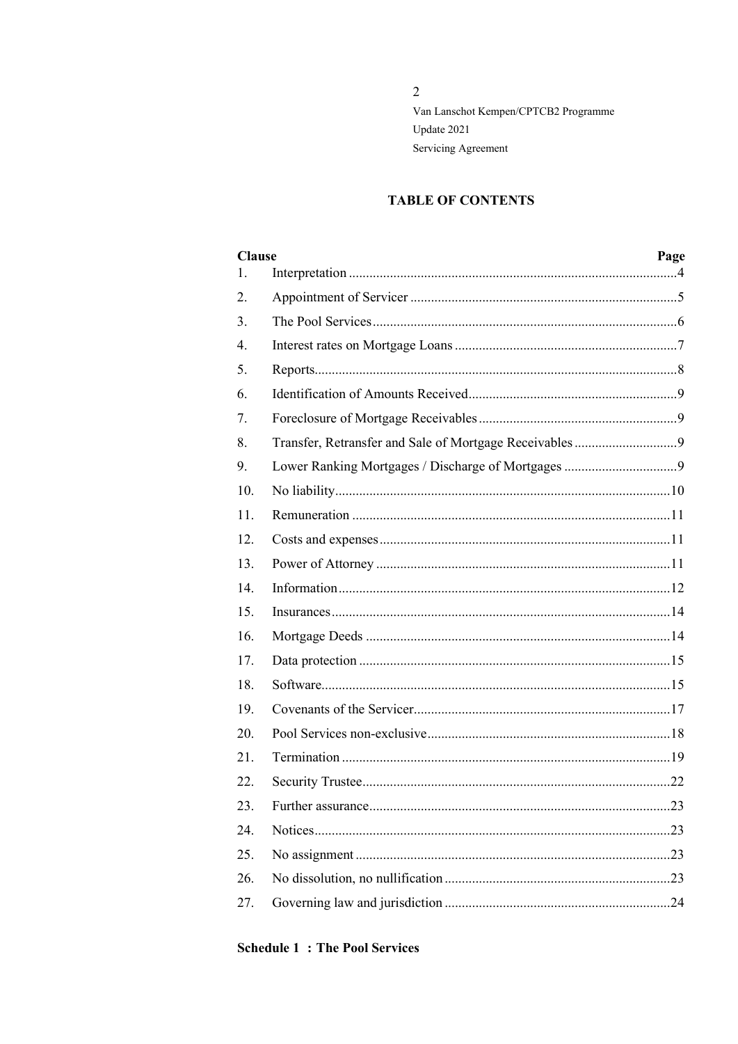## TABLE OF CONTENTS

| Clause | | Page |
|---|---|---|
| 1. | Interpretation | 4 |
| 2. | Appointment of Servicer | 5 |
| 3. | The Pool Services | 6 |
| 4. | Interest rates on Mortgage Loans | 7 |
| 5. | Reports | 8 |
| 6. | Identification of Amounts Received | 9 |
| 7. | Foreclosure of Mortgage Receivables | 9 |
| 8. | Transfer, Retransfer and Sale of Mortgage Receivables | 9 |
| 9. | Lower Ranking Mortgages / Discharge of Mortgages | 9 |
| 10. | No liability | 10 |
| 11. | Remuneration | 11 |
| 12. | Costs and expenses | 11 |
| 13. | Power of Attorney | 11 |
| 14. | Information | 12 |
| 15. | Insurances | 14 |
| 16. | Mortgage Deeds | 14 |
| 17. | Data protection | 15 |
| 18. | Software | 15 |
| 19. | Covenants of the Servicer | 17 |
| 20. | Pool Services non-exclusive | 18 |
| 21. | Termination | 19 |
| 22. | Security Trustee | 22 |
| 23. | Further assurance | 23 |
| 24. | Notices | 23 |
| 25. | No assignment | 23 |
| 26. | No dissolution, no nullification | 23 |
| 27. | Governing law and jurisdiction | 24 |

**Schedule 1 : The Pool Services**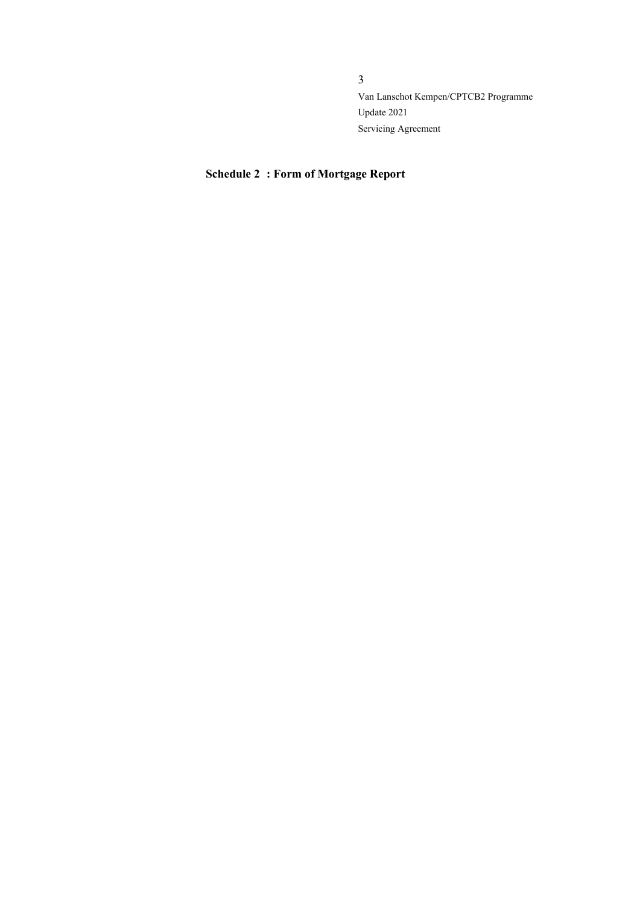## Schedule 2 : Form of Mortgage Report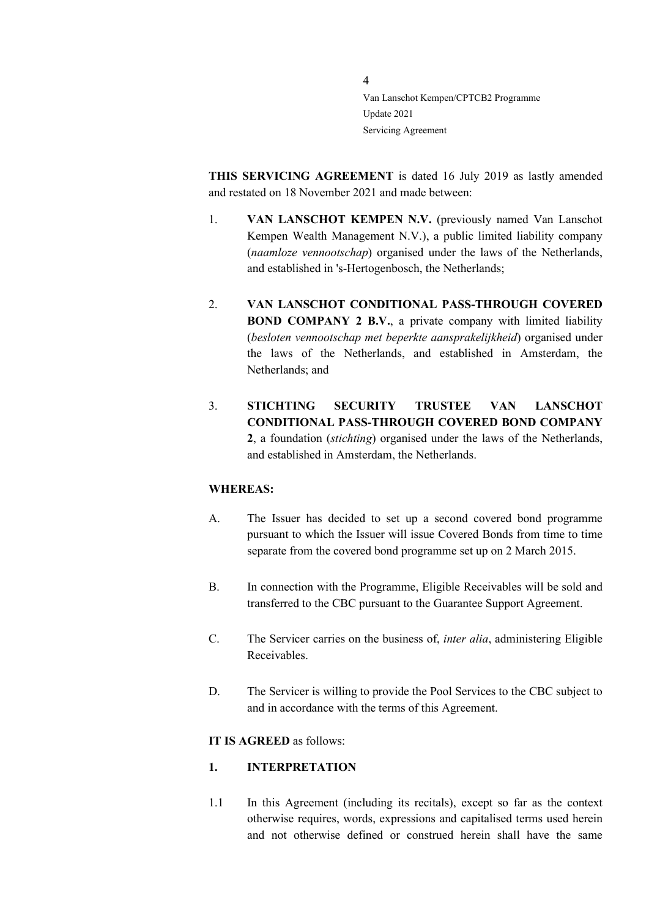**THIS SERVICING AGREEMENT** is dated 16 July 2019 as lastly amended and restated on 18 November 2021 and made between:

1. **VAN LANSCHOT KEMPEN N.V.** (previously named Van Lanschot Kempen Wealth Management N.V.), a public limited liability company (*naamloze vennootschap*) organised under the laws of the Netherlands, and established in 's-Hertogenbosch, the Netherlands;

2. **VAN LANSCHOT CONDITIONAL PASS-THROUGH COVERED BOND COMPANY 2 B.V.**, a private company with limited liability (*besloten vennootschap met beperkte aansprakelijkheid*) organised under the laws of the Netherlands, and established in Amsterdam, the Netherlands; and

3. **STICHTING SECURITY TRUSTEE VAN LANSCHOT CONDITIONAL PASS-THROUGH COVERED BOND COMPANY 2**, a foundation (*stichting*) organised under the laws of the Netherlands, and established in Amsterdam, the Netherlands.

**WHEREAS:**

A. The Issuer has decided to set up a second covered bond programme pursuant to which the Issuer will issue Covered Bonds from time to time separate from the covered bond programme set up on 2 March 2015.

B. In connection with the Programme, Eligible Receivables will be sold and transferred to the CBC pursuant to the Guarantee Support Agreement.

C. The Servicer carries on the business of, *inter alia*, administering Eligible Receivables.

D. The Servicer is willing to provide the Pool Services to the CBC subject to and in accordance with the terms of this Agreement.

**IT IS AGREED** as follows:

## 1. INTERPRETATION

1.1 In this Agreement (including its recitals), except so far as the context otherwise requires, words, expressions and capitalised terms used herein and not otherwise defined or construed herein shall have the same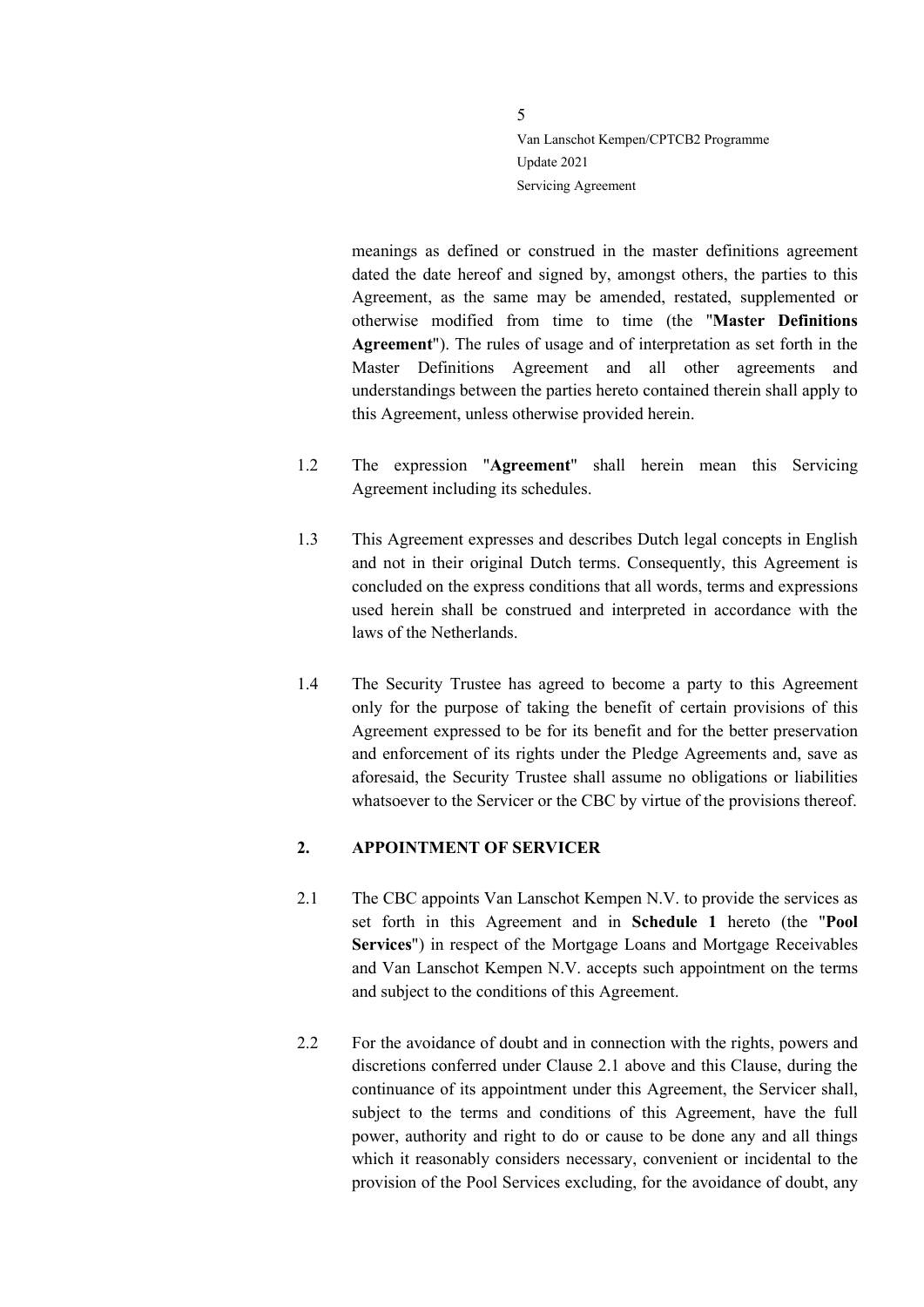meanings as defined or construed in the master definitions agreement dated the date hereof and signed by, amongst others, the parties to this Agreement, as the same may be amended, restated, supplemented or otherwise modified from time to time (the "**Master Definitions Agreement**"). The rules of usage and of interpretation as set forth in the Master Definitions Agreement and all other agreements and understandings between the parties hereto contained therein shall apply to this Agreement, unless otherwise provided herein.

1.2 The expression "**Agreement**" shall herein mean this Servicing Agreement including its schedules.

1.3 This Agreement expresses and describes Dutch legal concepts in English and not in their original Dutch terms. Consequently, this Agreement is concluded on the express conditions that all words, terms and expressions used herein shall be construed and interpreted in accordance with the laws of the Netherlands.

1.4 The Security Trustee has agreed to become a party to this Agreement only for the purpose of taking the benefit of certain provisions of this Agreement expressed to be for its benefit and for the better preservation and enforcement of its rights under the Pledge Agreements and, save as aforesaid, the Security Trustee shall assume no obligations or liabilities whatsoever to the Servicer or the CBC by virtue of the provisions thereof.

## 2. APPOINTMENT OF SERVICER

2.1 The CBC appoints Van Lanschot Kempen N.V. to provide the services as set forth in this Agreement and in **Schedule 1** hereto (the "**Pool Services**") in respect of the Mortgage Loans and Mortgage Receivables and Van Lanschot Kempen N.V. accepts such appointment on the terms and subject to the conditions of this Agreement.

2.2 For the avoidance of doubt and in connection with the rights, powers and discretions conferred under Clause 2.1 above and this Clause, during the continuance of its appointment under this Agreement, the Servicer shall, subject to the terms and conditions of this Agreement, have the full power, authority and right to do or cause to be done any and all things which it reasonably considers necessary, convenient or incidental to the provision of the Pool Services excluding, for the avoidance of doubt, any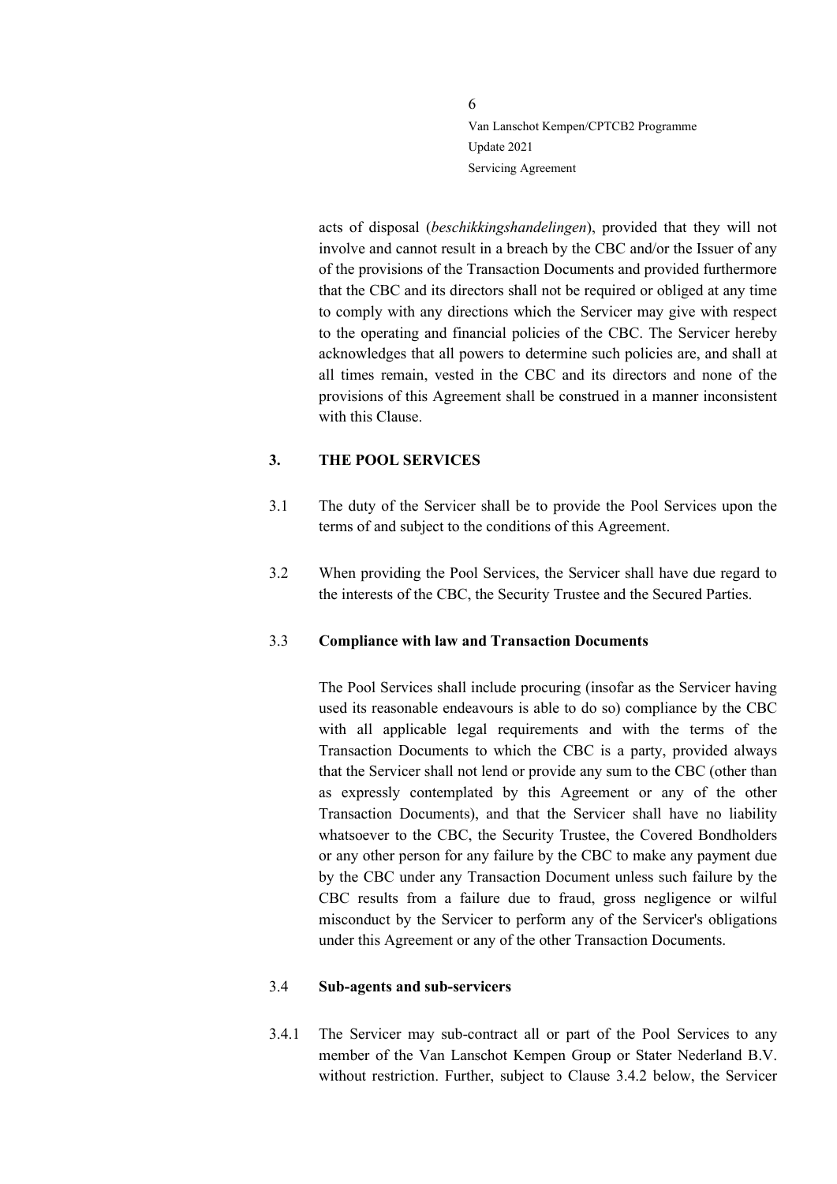acts of disposal (*beschikkingshandelingen*), provided that they will not involve and cannot result in a breach by the CBC and/or the Issuer of any of the provisions of the Transaction Documents and provided furthermore that the CBC and its directors shall not be required or obliged at any time to comply with any directions which the Servicer may give with respect to the operating and financial policies of the CBC. The Servicer hereby acknowledges that all powers to determine such policies are, and shall at all times remain, vested in the CBC and its directors and none of the provisions of this Agreement shall be construed in a manner inconsistent with this Clause.

## 3. THE POOL SERVICES

3.1 The duty of the Servicer shall be to provide the Pool Services upon the terms of and subject to the conditions of this Agreement.

3.2 When providing the Pool Services, the Servicer shall have due regard to the interests of the CBC, the Security Trustee and the Secured Parties.

### 3.3 Compliance with law and Transaction Documents

The Pool Services shall include procuring (insofar as the Servicer having used its reasonable endeavours is able to do so) compliance by the CBC with all applicable legal requirements and with the terms of the Transaction Documents to which the CBC is a party, provided always that the Servicer shall not lend or provide any sum to the CBC (other than as expressly contemplated by this Agreement or any of the other Transaction Documents), and that the Servicer shall have no liability whatsoever to the CBC, the Security Trustee, the Covered Bondholders or any other person for any failure by the CBC to make any payment due by the CBC under any Transaction Document unless such failure by the CBC results from a failure due to fraud, gross negligence or wilful misconduct by the Servicer to perform any of the Servicer's obligations under this Agreement or any of the other Transaction Documents.

### 3.4 Sub-agents and sub-servicers

3.4.1 The Servicer may sub-contract all or part of the Pool Services to any member of the Van Lanschot Kempen Group or Stater Nederland B.V. without restriction. Further, subject to Clause 3.4.2 below, the Servicer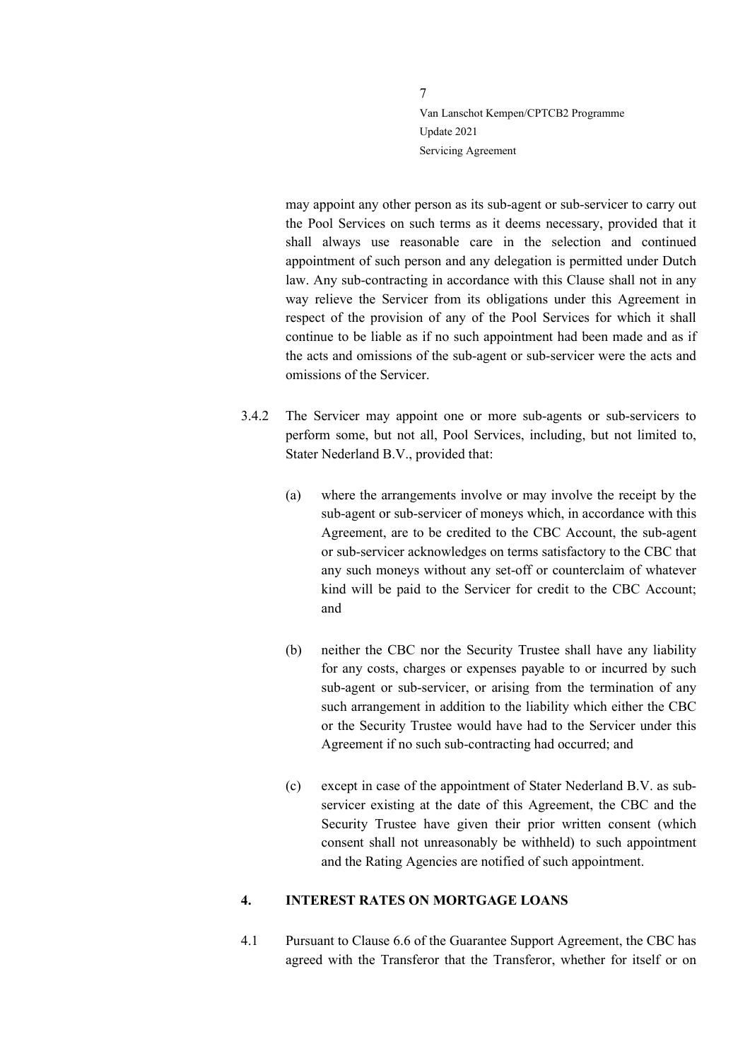may appoint any other person as its sub-agent or sub-servicer to carry out the Pool Services on such terms as it deems necessary, provided that it shall always use reasonable care in the selection and continued appointment of such person and any delegation is permitted under Dutch law. Any sub-contracting in accordance with this Clause shall not in any way relieve the Servicer from its obligations under this Agreement in respect of the provision of any of the Pool Services for which it shall continue to be liable as if no such appointment had been made and as if the acts and omissions of the sub-agent or sub-servicer were the acts and omissions of the Servicer.

3.4.2 The Servicer may appoint one or more sub-agents or sub-servicers to perform some, but not all, Pool Services, including, but not limited to, Stater Nederland B.V., provided that:

(a) where the arrangements involve or may involve the receipt by the sub-agent or sub-servicer of moneys which, in accordance with this Agreement, are to be credited to the CBC Account, the sub-agent or sub-servicer acknowledges on terms satisfactory to the CBC that any such moneys without any set-off or counterclaim of whatever kind will be paid to the Servicer for credit to the CBC Account; and

(b) neither the CBC nor the Security Trustee shall have any liability for any costs, charges or expenses payable to or incurred by such sub-agent or sub-servicer, or arising from the termination of any such arrangement in addition to the liability which either the CBC or the Security Trustee would have had to the Servicer under this Agreement if no such sub-contracting had occurred; and

(c) except in case of the appointment of Stater Nederland B.V. as sub-servicer existing at the date of this Agreement, the CBC and the Security Trustee have given their prior written consent (which consent shall not unreasonably be withheld) to such appointment and the Rating Agencies are notified of such appointment.

## 4. INTEREST RATES ON MORTGAGE LOANS

4.1 Pursuant to Clause 6.6 of the Guarantee Support Agreement, the CBC has agreed with the Transferor that the Transferor, whether for itself or on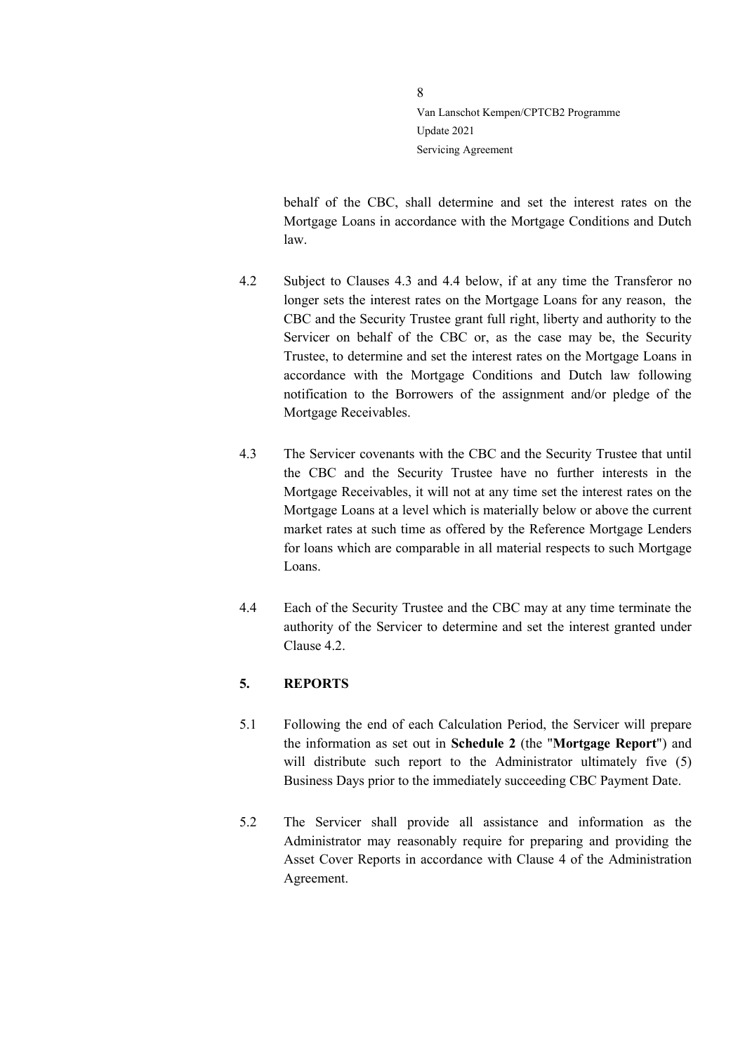behalf of the CBC, shall determine and set the interest rates on the Mortgage Loans in accordance with the Mortgage Conditions and Dutch law.

4.2 Subject to Clauses 4.3 and 4.4 below, if at any time the Transferor no longer sets the interest rates on the Mortgage Loans for any reason, the CBC and the Security Trustee grant full right, liberty and authority to the Servicer on behalf of the CBC or, as the case may be, the Security Trustee, to determine and set the interest rates on the Mortgage Loans in accordance with the Mortgage Conditions and Dutch law following notification to the Borrowers of the assignment and/or pledge of the Mortgage Receivables.

4.3 The Servicer covenants with the CBC and the Security Trustee that until the CBC and the Security Trustee have no further interests in the Mortgage Receivables, it will not at any time set the interest rates on the Mortgage Loans at a level which is materially below or above the current market rates at such time as offered by the Reference Mortgage Lenders for loans which are comparable in all material respects to such Mortgage Loans.

4.4 Each of the Security Trustee and the CBC may at any time terminate the authority of the Servicer to determine and set the interest granted under Clause 4.2.

## 5. REPORTS

5.1 Following the end of each Calculation Period, the Servicer will prepare the information as set out in **Schedule 2** (the "**Mortgage Report**") and will distribute such report to the Administrator ultimately five (5) Business Days prior to the immediately succeeding CBC Payment Date.

5.2 The Servicer shall provide all assistance and information as the Administrator may reasonably require for preparing and providing the Asset Cover Reports in accordance with Clause 4 of the Administration Agreement.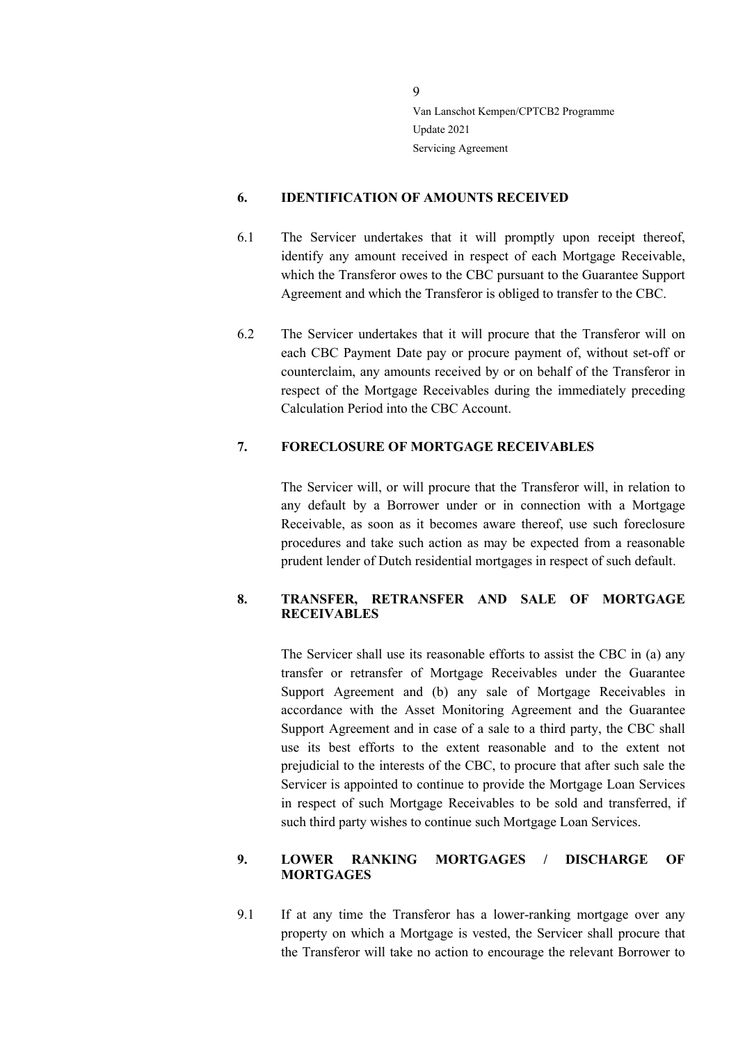## 6. IDENTIFICATION OF AMOUNTS RECEIVED

6.1 The Servicer undertakes that it will promptly upon receipt thereof, identify any amount received in respect of each Mortgage Receivable, which the Transferor owes to the CBC pursuant to the Guarantee Support Agreement and which the Transferor is obliged to transfer to the CBC.

6.2 The Servicer undertakes that it will procure that the Transferor will on each CBC Payment Date pay or procure payment of, without set-off or counterclaim, any amounts received by or on behalf of the Transferor in respect of the Mortgage Receivables during the immediately preceding Calculation Period into the CBC Account.

## 7. FORECLOSURE OF MORTGAGE RECEIVABLES

The Servicer will, or will procure that the Transferor will, in relation to any default by a Borrower under or in connection with a Mortgage Receivable, as soon as it becomes aware thereof, use such foreclosure procedures and take such action as may be expected from a reasonable prudent lender of Dutch residential mortgages in respect of such default.

## 8. TRANSFER, RETRANSFER AND SALE OF MORTGAGE RECEIVABLES

The Servicer shall use its reasonable efforts to assist the CBC in (a) any transfer or retransfer of Mortgage Receivables under the Guarantee Support Agreement and (b) any sale of Mortgage Receivables in accordance with the Asset Monitoring Agreement and the Guarantee Support Agreement and in case of a sale to a third party, the CBC shall use its best efforts to the extent reasonable and to the extent not prejudicial to the interests of the CBC, to procure that after such sale the Servicer is appointed to continue to provide the Mortgage Loan Services in respect of such Mortgage Receivables to be sold and transferred, if such third party wishes to continue such Mortgage Loan Services.

## 9. LOWER RANKING MORTGAGES / DISCHARGE OF MORTGAGES

9.1 If at any time the Transferor has a lower-ranking mortgage over any property on which a Mortgage is vested, the Servicer shall procure that the Transferor will take no action to encourage the relevant Borrower to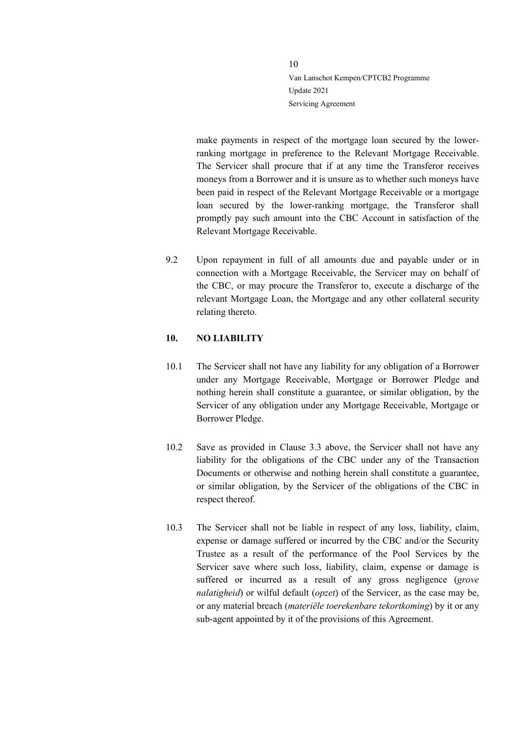make payments in respect of the mortgage loan secured by the lower-ranking mortgage in preference to the Relevant Mortgage Receivable. The Servicer shall procure that if at any time the Transferor receives moneys from a Borrower and it is unsure as to whether such moneys have been paid in respect of the Relevant Mortgage Receivable or a mortgage loan secured by the lower-ranking mortgage, the Transferor shall promptly pay such amount into the CBC Account in satisfaction of the Relevant Mortgage Receivable.

9.2 Upon repayment in full of all amounts due and payable under or in connection with a Mortgage Receivable, the Servicer may on behalf of the CBC, or may procure the Transferor to, execute a discharge of the relevant Mortgage Loan, the Mortgage and any other collateral security relating thereto.

## 10. NO LIABILITY

10.1 The Servicer shall not have any liability for any obligation of a Borrower under any Mortgage Receivable, Mortgage or Borrower Pledge and nothing herein shall constitute a guarantee, or similar obligation, by the Servicer of any obligation under any Mortgage Receivable, Mortgage or Borrower Pledge.

10.2 Save as provided in Clause 3.3 above, the Servicer shall not have any liability for the obligations of the CBC under any of the Transaction Documents or otherwise and nothing herein shall constitute a guarantee, or similar obligation, by the Servicer of the obligations of the CBC in respect thereof.

10.3 The Servicer shall not be liable in respect of any loss, liability, claim, expense or damage suffered or incurred by the CBC and/or the Security Trustee as a result of the performance of the Pool Services by the Servicer save where such loss, liability, claim, expense or damage is suffered or incurred as a result of any gross negligence (*grove nalatigheid*) or wilful default (*opzet*) of the Servicer, as the case may be, or any material breach (*materiële toerekenbare tekortkoming*) by it or any sub-agent appointed by it of the provisions of this Agreement.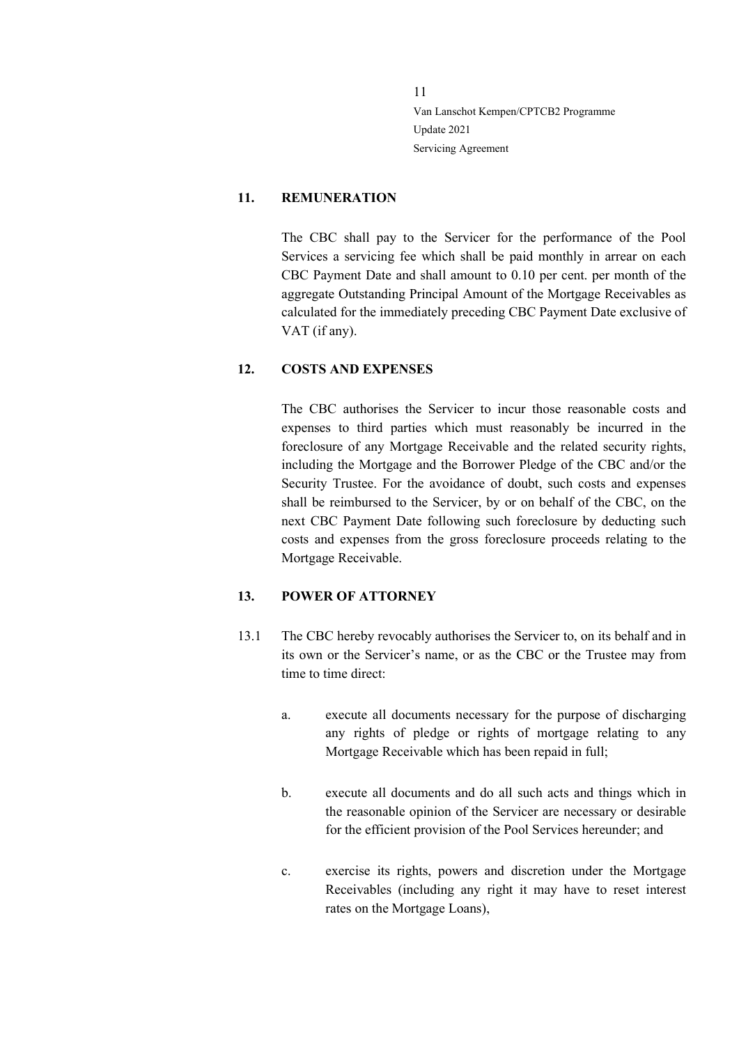## 11. REMUNERATION

The CBC shall pay to the Servicer for the performance of the Pool Services a servicing fee which shall be paid monthly in arrear on each CBC Payment Date and shall amount to 0.10 per cent. per month of the aggregate Outstanding Principal Amount of the Mortgage Receivables as calculated for the immediately preceding CBC Payment Date exclusive of VAT (if any).

## 12. COSTS AND EXPENSES

The CBC authorises the Servicer to incur those reasonable costs and expenses to third parties which must reasonably be incurred in the foreclosure of any Mortgage Receivable and the related security rights, including the Mortgage and the Borrower Pledge of the CBC and/or the Security Trustee. For the avoidance of doubt, such costs and expenses shall be reimbursed to the Servicer, by or on behalf of the CBC, on the next CBC Payment Date following such foreclosure by deducting such costs and expenses from the gross foreclosure proceeds relating to the Mortgage Receivable.

## 13. POWER OF ATTORNEY

13.1 The CBC hereby revocably authorises the Servicer to, on its behalf and in its own or the Servicer's name, or as the CBC or the Trustee may from time to time direct:

a. execute all documents necessary for the purpose of discharging any rights of pledge or rights of mortgage relating to any Mortgage Receivable which has been repaid in full;

b. execute all documents and do all such acts and things which in the reasonable opinion of the Servicer are necessary or desirable for the efficient provision of the Pool Services hereunder; and

c. exercise its rights, powers and discretion under the Mortgage Receivables (including any right it may have to reset interest rates on the Mortgage Loans),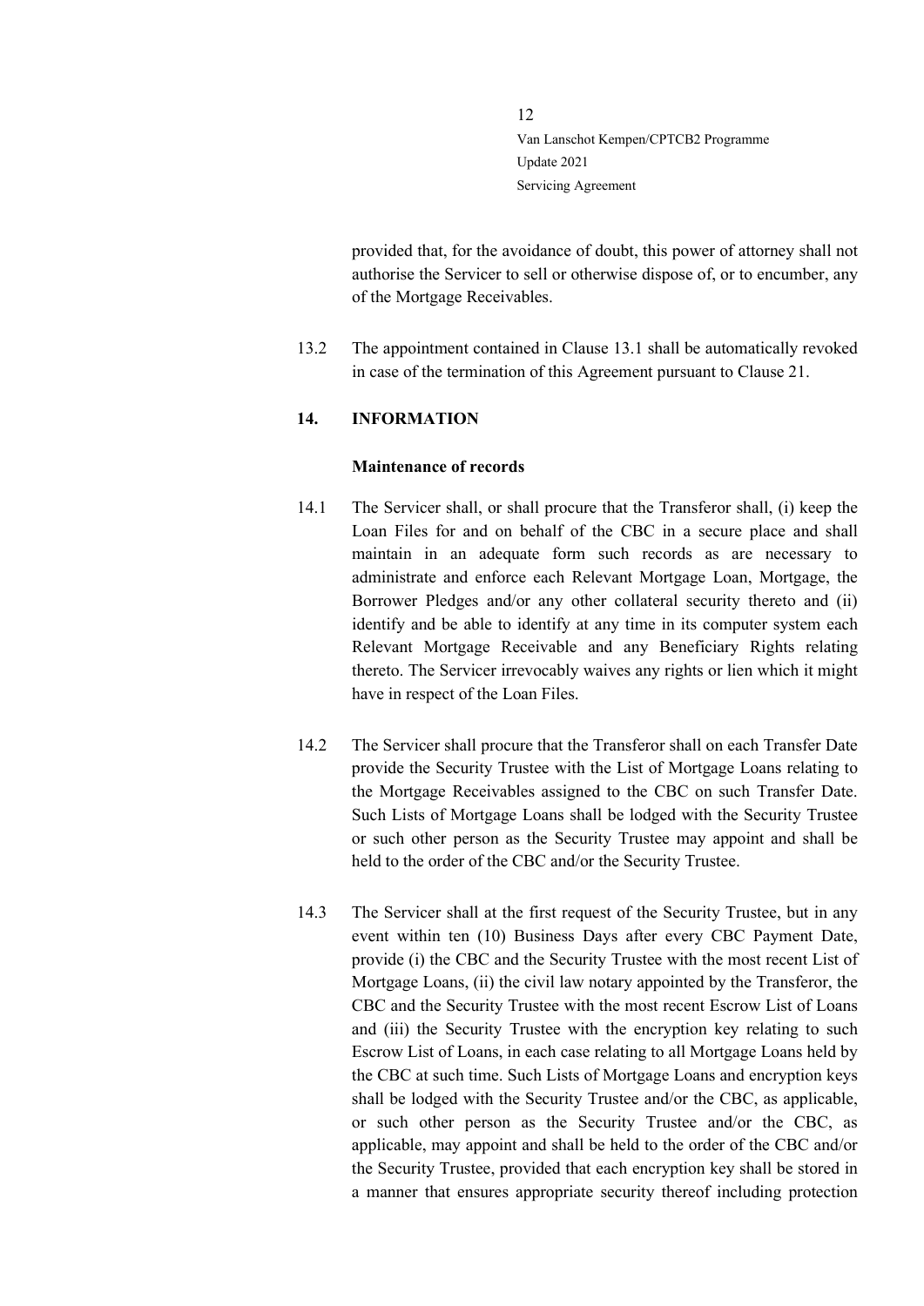provided that, for the avoidance of doubt, this power of attorney shall not authorise the Servicer to sell or otherwise dispose of, or to encumber, any of the Mortgage Receivables.

13.2 The appointment contained in Clause 13.1 shall be automatically revoked in case of the termination of this Agreement pursuant to Clause 21.

## 14. INFORMATION

**Maintenance of records**

14.1 The Servicer shall, or shall procure that the Transferor shall, (i) keep the Loan Files for and on behalf of the CBC in a secure place and shall maintain in an adequate form such records as are necessary to administrate and enforce each Relevant Mortgage Loan, Mortgage, the Borrower Pledges and/or any other collateral security thereto and (ii) identify and be able to identify at any time in its computer system each Relevant Mortgage Receivable and any Beneficiary Rights relating thereto. The Servicer irrevocably waives any rights or lien which it might have in respect of the Loan Files.

14.2 The Servicer shall procure that the Transferor shall on each Transfer Date provide the Security Trustee with the List of Mortgage Loans relating to the Mortgage Receivables assigned to the CBC on such Transfer Date. Such Lists of Mortgage Loans shall be lodged with the Security Trustee or such other person as the Security Trustee may appoint and shall be held to the order of the CBC and/or the Security Trustee.

14.3 The Servicer shall at the first request of the Security Trustee, but in any event within ten (10) Business Days after every CBC Payment Date, provide (i) the CBC and the Security Trustee with the most recent List of Mortgage Loans, (ii) the civil law notary appointed by the Transferor, the CBC and the Security Trustee with the most recent Escrow List of Loans and (iii) the Security Trustee with the encryption key relating to such Escrow List of Loans, in each case relating to all Mortgage Loans held by the CBC at such time. Such Lists of Mortgage Loans and encryption keys shall be lodged with the Security Trustee and/or the CBC, as applicable, or such other person as the Security Trustee and/or the CBC, as applicable, may appoint and shall be held to the order of the CBC and/or the Security Trustee, provided that each encryption key shall be stored in a manner that ensures appropriate security thereof including protection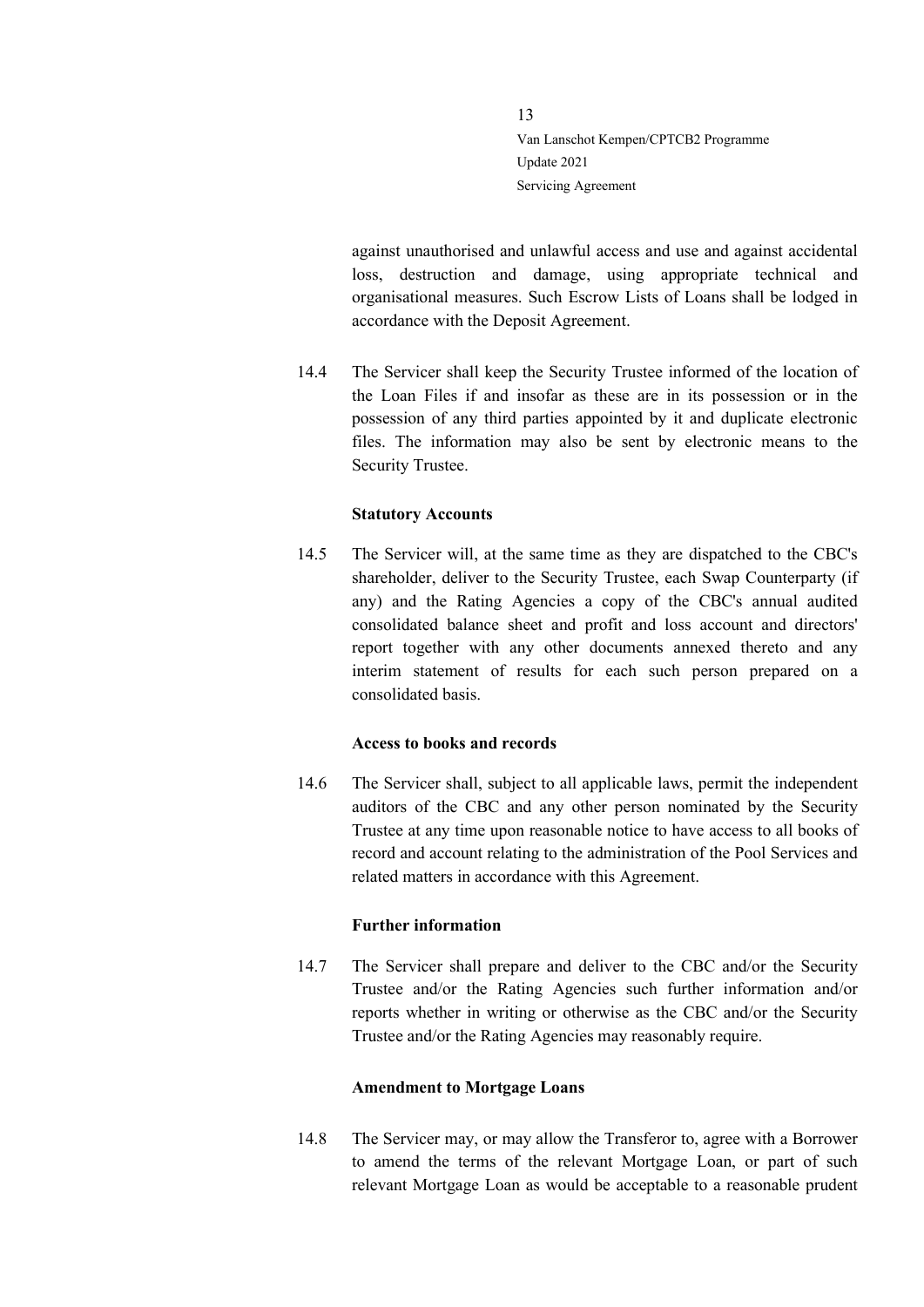against unauthorised and unlawful access and use and against accidental loss, destruction and damage, using appropriate technical and organisational measures. Such Escrow Lists of Loans shall be lodged in accordance with the Deposit Agreement.

14.4 The Servicer shall keep the Security Trustee informed of the location of the Loan Files if and insofar as these are in its possession or in the possession of any third parties appointed by it and duplicate electronic files. The information may also be sent by electronic means to the Security Trustee.

**Statutory Accounts**

14.5 The Servicer will, at the same time as they are dispatched to the CBC's shareholder, deliver to the Security Trustee, each Swap Counterparty (if any) and the Rating Agencies a copy of the CBC's annual audited consolidated balance sheet and profit and loss account and directors' report together with any other documents annexed thereto and any interim statement of results for each such person prepared on a consolidated basis.

**Access to books and records**

14.6 The Servicer shall, subject to all applicable laws, permit the independent auditors of the CBC and any other person nominated by the Security Trustee at any time upon reasonable notice to have access to all books of record and account relating to the administration of the Pool Services and related matters in accordance with this Agreement.

**Further information**

14.7 The Servicer shall prepare and deliver to the CBC and/or the Security Trustee and/or the Rating Agencies such further information and/or reports whether in writing or otherwise as the CBC and/or the Security Trustee and/or the Rating Agencies may reasonably require.

**Amendment to Mortgage Loans**

14.8 The Servicer may, or may allow the Transferor to, agree with a Borrower to amend the terms of the relevant Mortgage Loan, or part of such relevant Mortgage Loan as would be acceptable to a reasonable prudent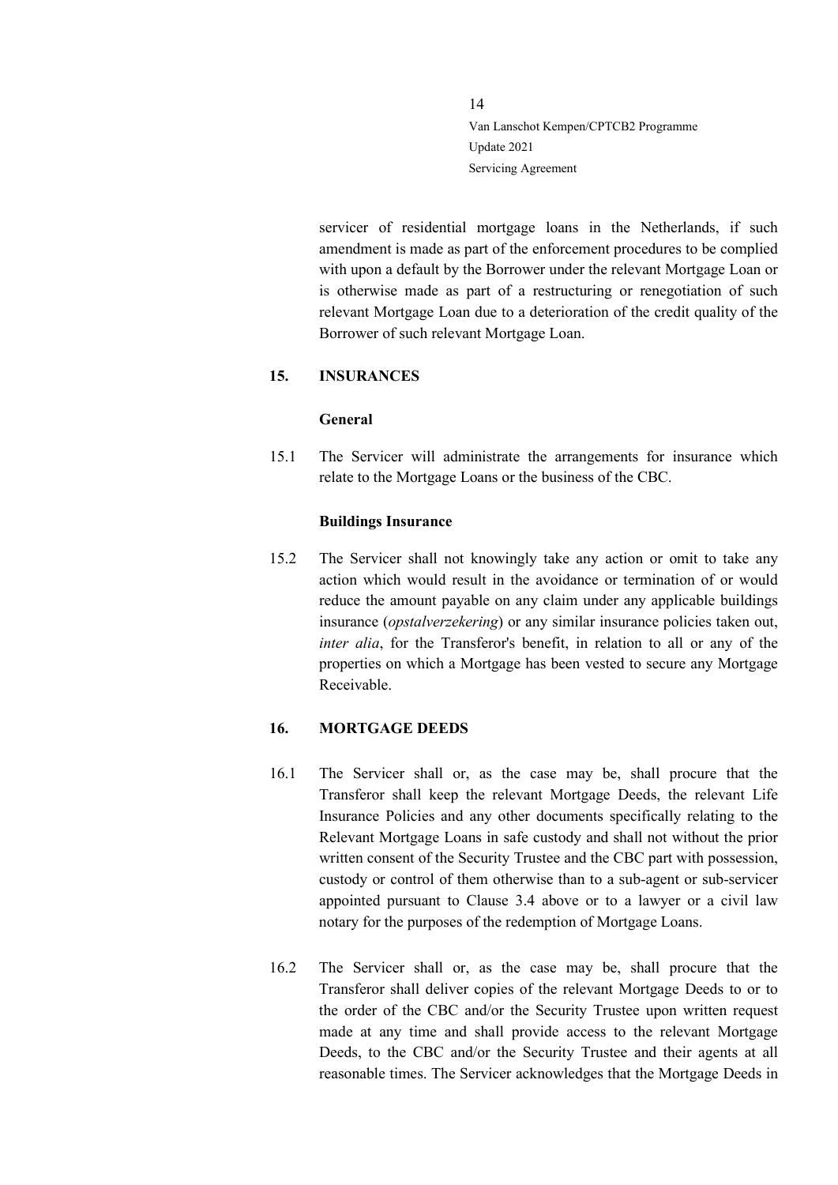servicer of residential mortgage loans in the Netherlands, if such amendment is made as part of the enforcement procedures to be complied with upon a default by the Borrower under the relevant Mortgage Loan or is otherwise made as part of a restructuring or renegotiation of such relevant Mortgage Loan due to a deterioration of the credit quality of the Borrower of such relevant Mortgage Loan.

## 15. INSURANCES

**General**

15.1 The Servicer will administrate the arrangements for insurance which relate to the Mortgage Loans or the business of the CBC.

**Buildings Insurance**

15.2 The Servicer shall not knowingly take any action or omit to take any action which would result in the avoidance or termination of or would reduce the amount payable on any claim under any applicable buildings insurance (*opstalverzekering*) or any similar insurance policies taken out, *inter alia*, for the Transferor's benefit, in relation to all or any of the properties on which a Mortgage has been vested to secure any Mortgage Receivable.

## 16. MORTGAGE DEEDS

16.1 The Servicer shall or, as the case may be, shall procure that the Transferor shall keep the relevant Mortgage Deeds, the relevant Life Insurance Policies and any other documents specifically relating to the Relevant Mortgage Loans in safe custody and shall not without the prior written consent of the Security Trustee and the CBC part with possession, custody or control of them otherwise than to a sub-agent or sub-servicer appointed pursuant to Clause 3.4 above or to a lawyer or a civil law notary for the purposes of the redemption of Mortgage Loans.

16.2 The Servicer shall or, as the case may be, shall procure that the Transferor shall deliver copies of the relevant Mortgage Deeds to or to the order of the CBC and/or the Security Trustee upon written request made at any time and shall provide access to the relevant Mortgage Deeds, to the CBC and/or the Security Trustee and their agents at all reasonable times. The Servicer acknowledges that the Mortgage Deeds in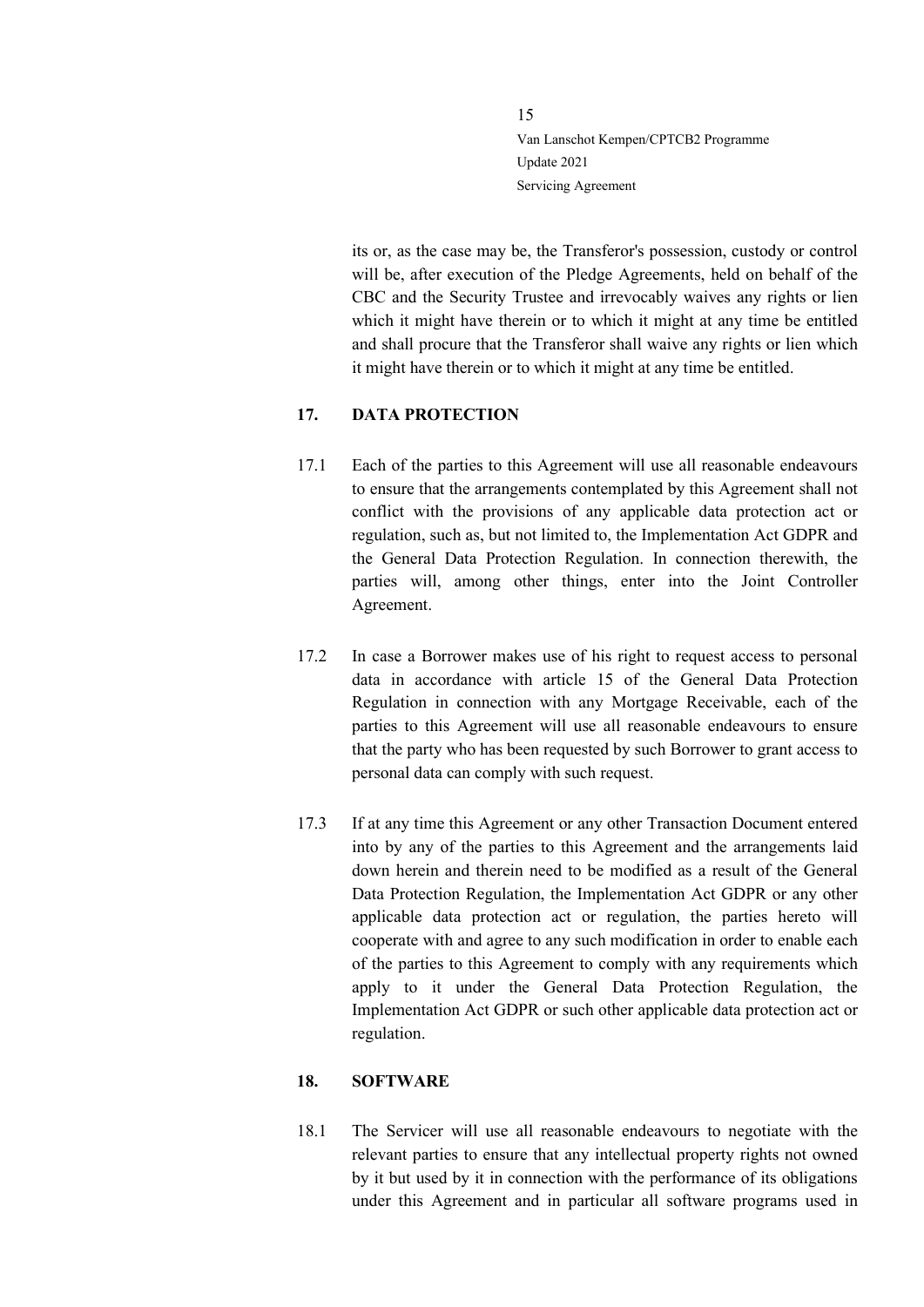its or, as the case may be, the Transferor's possession, custody or control will be, after execution of the Pledge Agreements, held on behalf of the CBC and the Security Trustee and irrevocably waives any rights or lien which it might have therein or to which it might at any time be entitled and shall procure that the Transferor shall waive any rights or lien which it might have therein or to which it might at any time be entitled.

## 17. DATA PROTECTION

17.1 Each of the parties to this Agreement will use all reasonable endeavours to ensure that the arrangements contemplated by this Agreement shall not conflict with the provisions of any applicable data protection act or regulation, such as, but not limited to, the Implementation Act GDPR and the General Data Protection Regulation. In connection therewith, the parties will, among other things, enter into the Joint Controller Agreement.

17.2 In case a Borrower makes use of his right to request access to personal data in accordance with article 15 of the General Data Protection Regulation in connection with any Mortgage Receivable, each of the parties to this Agreement will use all reasonable endeavours to ensure that the party who has been requested by such Borrower to grant access to personal data can comply with such request.

17.3 If at any time this Agreement or any other Transaction Document entered into by any of the parties to this Agreement and the arrangements laid down herein and therein need to be modified as a result of the General Data Protection Regulation, the Implementation Act GDPR or any other applicable data protection act or regulation, the parties hereto will cooperate with and agree to any such modification in order to enable each of the parties to this Agreement to comply with any requirements which apply to it under the General Data Protection Regulation, the Implementation Act GDPR or such other applicable data protection act or regulation.

## 18. SOFTWARE

18.1 The Servicer will use all reasonable endeavours to negotiate with the relevant parties to ensure that any intellectual property rights not owned by it but used by it in connection with the performance of its obligations under this Agreement and in particular all software programs used in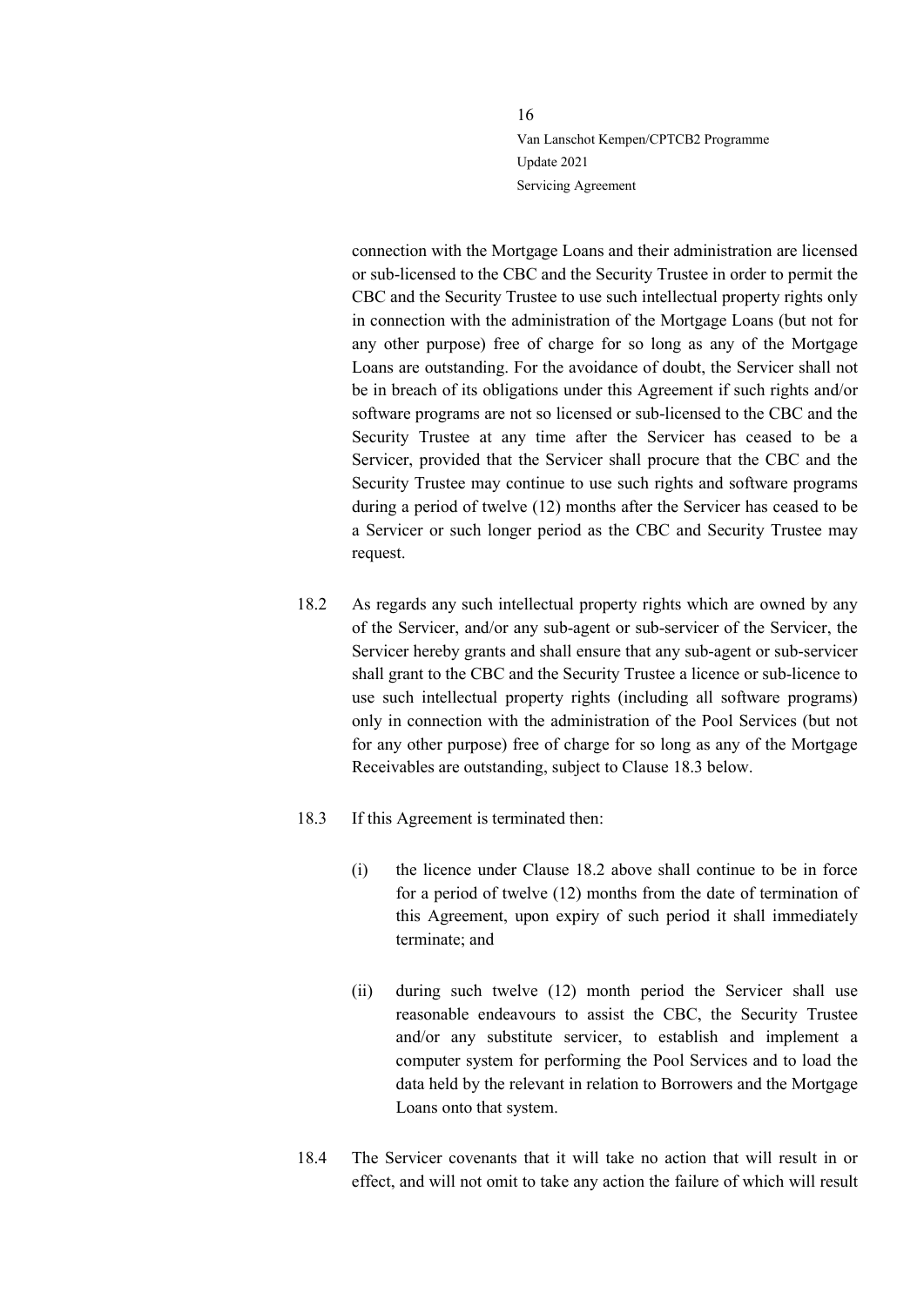connection with the Mortgage Loans and their administration are licensed or sub-licensed to the CBC and the Security Trustee in order to permit the CBC and the Security Trustee to use such intellectual property rights only in connection with the administration of the Mortgage Loans (but not for any other purpose) free of charge for so long as any of the Mortgage Loans are outstanding. For the avoidance of doubt, the Servicer shall not be in breach of its obligations under this Agreement if such rights and/or software programs are not so licensed or sub-licensed to the CBC and the Security Trustee at any time after the Servicer has ceased to be a Servicer, provided that the Servicer shall procure that the CBC and the Security Trustee may continue to use such rights and software programs during a period of twelve (12) months after the Servicer has ceased to be a Servicer or such longer period as the CBC and Security Trustee may request.

18.2 As regards any such intellectual property rights which are owned by any of the Servicer, and/or any sub-agent or sub-servicer of the Servicer, the Servicer hereby grants and shall ensure that any sub-agent or sub-servicer shall grant to the CBC and the Security Trustee a licence or sub-licence to use such intellectual property rights (including all software programs) only in connection with the administration of the Pool Services (but not for any other purpose) free of charge for so long as any of the Mortgage Receivables are outstanding, subject to Clause 18.3 below.

18.3 If this Agreement is terminated then:

(i) the licence under Clause 18.2 above shall continue to be in force for a period of twelve (12) months from the date of termination of this Agreement, upon expiry of such period it shall immediately terminate; and

(ii) during such twelve (12) month period the Servicer shall use reasonable endeavours to assist the CBC, the Security Trustee and/or any substitute servicer, to establish and implement a computer system for performing the Pool Services and to load the data held by the relevant in relation to Borrowers and the Mortgage Loans onto that system.

18.4 The Servicer covenants that it will take no action that will result in or effect, and will not omit to take any action the failure of which will result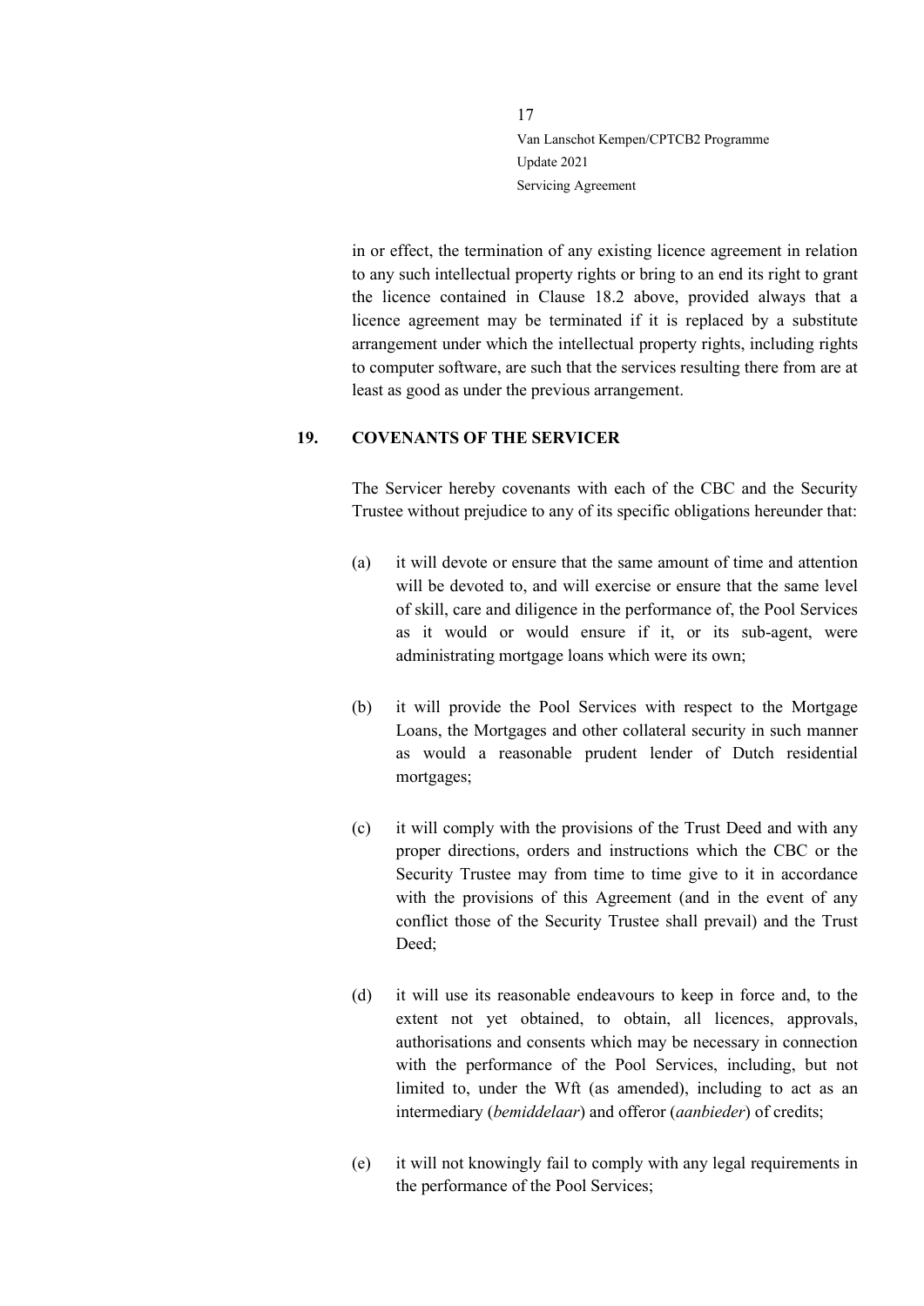in or effect, the termination of any existing licence agreement in relation to any such intellectual property rights or bring to an end its right to grant the licence contained in Clause 18.2 above, provided always that a licence agreement may be terminated if it is replaced by a substitute arrangement under which the intellectual property rights, including rights to computer software, are such that the services resulting there from are at least as good as under the previous arrangement.

## 19. COVENANTS OF THE SERVICER

The Servicer hereby covenants with each of the CBC and the Security Trustee without prejudice to any of its specific obligations hereunder that:

(a) it will devote or ensure that the same amount of time and attention will be devoted to, and will exercise or ensure that the same level of skill, care and diligence in the performance of, the Pool Services as it would or would ensure if it, or its sub-agent, were administrating mortgage loans which were its own;

(b) it will provide the Pool Services with respect to the Mortgage Loans, the Mortgages and other collateral security in such manner as would a reasonable prudent lender of Dutch residential mortgages;

(c) it will comply with the provisions of the Trust Deed and with any proper directions, orders and instructions which the CBC or the Security Trustee may from time to time give to it in accordance with the provisions of this Agreement (and in the event of any conflict those of the Security Trustee shall prevail) and the Trust Deed;

(d) it will use its reasonable endeavours to keep in force and, to the extent not yet obtained, to obtain, all licences, approvals, authorisations and consents which may be necessary in connection with the performance of the Pool Services, including, but not limited to, under the Wft (as amended), including to act as an intermediary (*bemiddelaar*) and offeror (*aanbieder*) of credits;

(e) it will not knowingly fail to comply with any legal requirements in the performance of the Pool Services;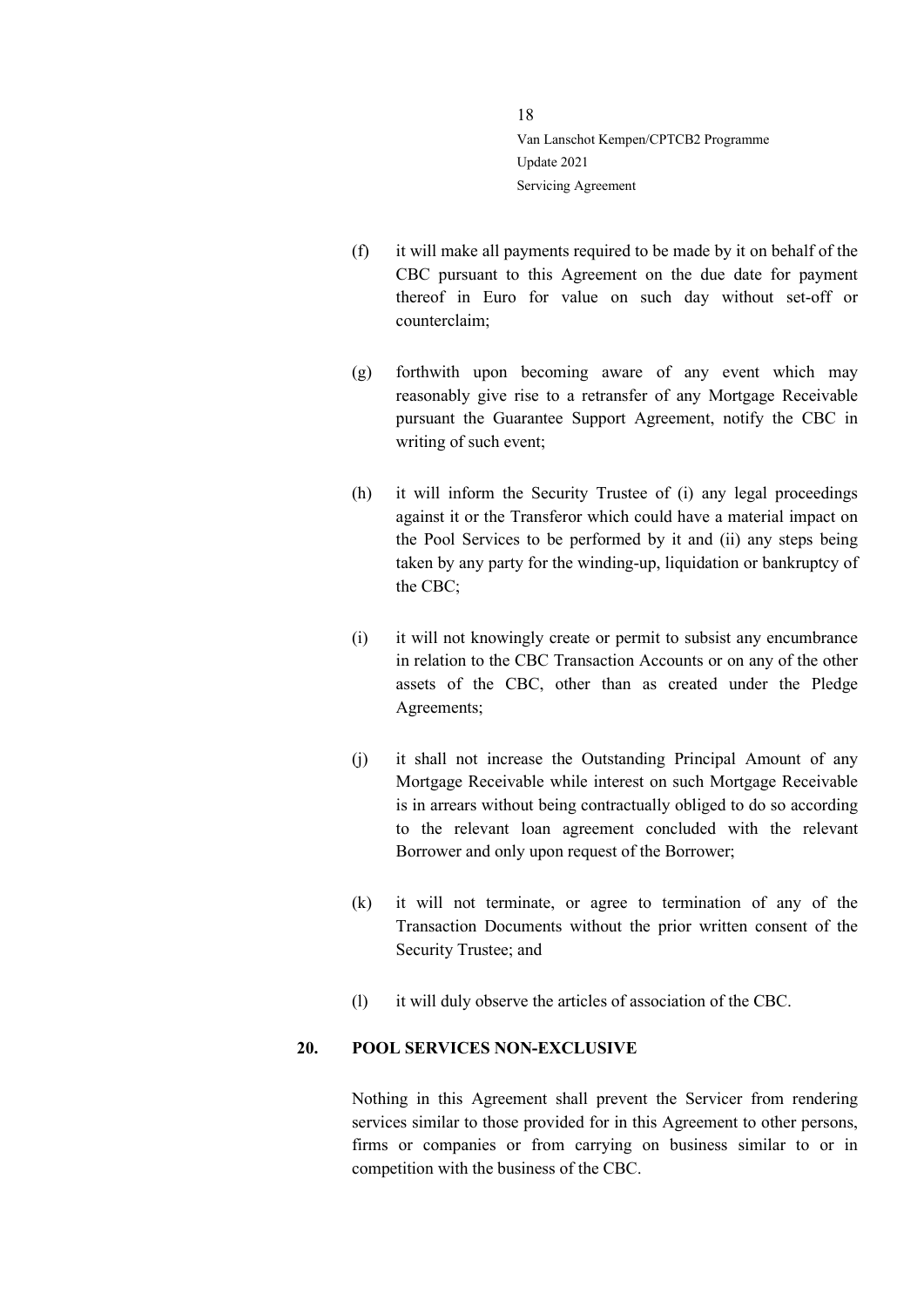(f) it will make all payments required to be made by it on behalf of the CBC pursuant to this Agreement on the due date for payment thereof in Euro for value on such day without set-off or counterclaim;

(g) forthwith upon becoming aware of any event which may reasonably give rise to a retransfer of any Mortgage Receivable pursuant the Guarantee Support Agreement, notify the CBC in writing of such event;

(h) it will inform the Security Trustee of (i) any legal proceedings against it or the Transferor which could have a material impact on the Pool Services to be performed by it and (ii) any steps being taken by any party for the winding-up, liquidation or bankruptcy of the CBC;

(i) it will not knowingly create or permit to subsist any encumbrance in relation to the CBC Transaction Accounts or on any of the other assets of the CBC, other than as created under the Pledge Agreements;

(j) it shall not increase the Outstanding Principal Amount of any Mortgage Receivable while interest on such Mortgage Receivable is in arrears without being contractually obliged to do so according to the relevant loan agreement concluded with the relevant Borrower and only upon request of the Borrower;

(k) it will not terminate, or agree to termination of any of the Transaction Documents without the prior written consent of the Security Trustee; and

(l) it will duly observe the articles of association of the CBC.

## 20. POOL SERVICES NON-EXCLUSIVE

Nothing in this Agreement shall prevent the Servicer from rendering services similar to those provided for in this Agreement to other persons, firms or companies or from carrying on business similar to or in competition with the business of the CBC.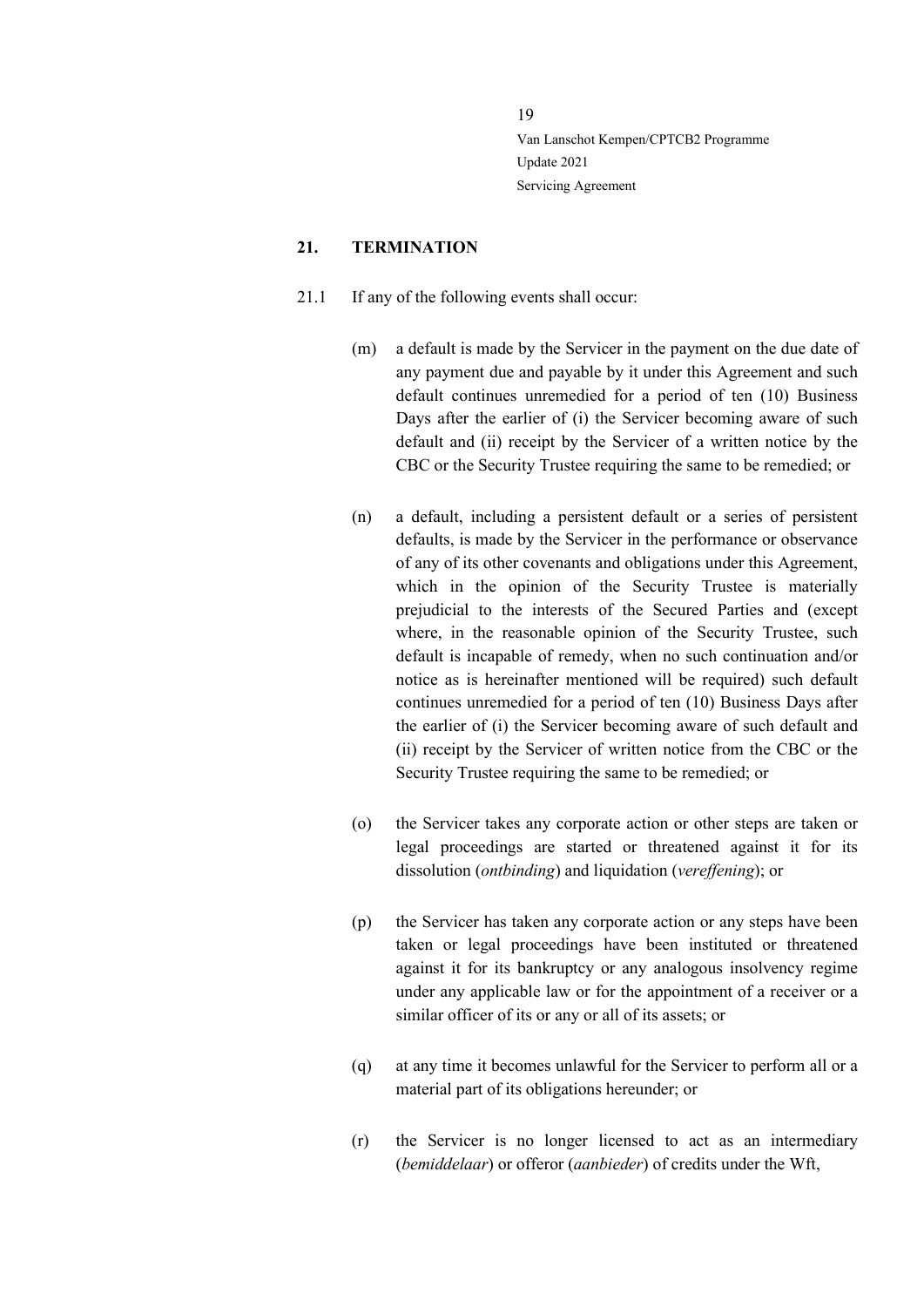## 21. TERMINATION

21.1 If any of the following events shall occur:

(m) a default is made by the Servicer in the payment on the due date of any payment due and payable by it under this Agreement and such default continues unremedied for a period of ten (10) Business Days after the earlier of (i) the Servicer becoming aware of such default and (ii) receipt by the Servicer of a written notice by the CBC or the Security Trustee requiring the same to be remedied; or

(n) a default, including a persistent default or a series of persistent defaults, is made by the Servicer in the performance or observance of any of its other covenants and obligations under this Agreement, which in the opinion of the Security Trustee is materially prejudicial to the interests of the Secured Parties and (except where, in the reasonable opinion of the Security Trustee, such default is incapable of remedy, when no such continuation and/or notice as is hereinafter mentioned will be required) such default continues unremedied for a period of ten (10) Business Days after the earlier of (i) the Servicer becoming aware of such default and (ii) receipt by the Servicer of written notice from the CBC or the Security Trustee requiring the same to be remedied; or

(o) the Servicer takes any corporate action or other steps are taken or legal proceedings are started or threatened against it for its dissolution (*ontbinding*) and liquidation (*vereffening*); or

(p) the Servicer has taken any corporate action or any steps have been taken or legal proceedings have been instituted or threatened against it for its bankruptcy or any analogous insolvency regime under any applicable law or for the appointment of a receiver or a similar officer of its or any or all of its assets; or

(q) at any time it becomes unlawful for the Servicer to perform all or a material part of its obligations hereunder; or

(r) the Servicer is no longer licensed to act as an intermediary (*bemiddelaar*) or offeror (*aanbieder*) of credits under the Wft,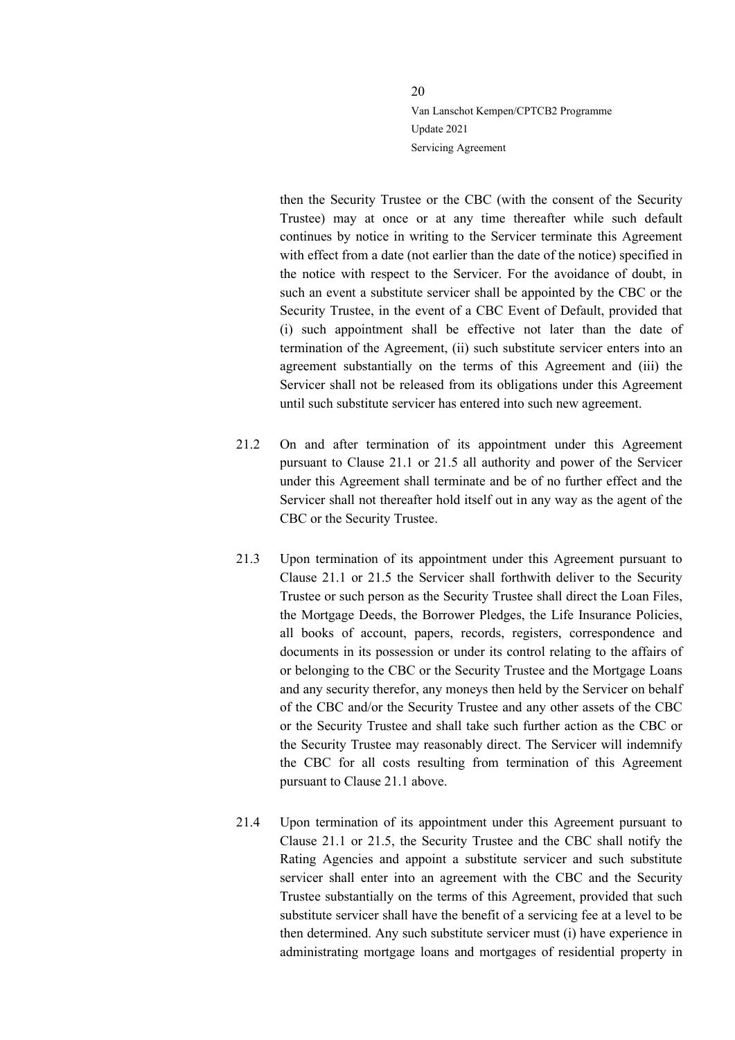then the Security Trustee or the CBC (with the consent of the Security Trustee) may at once or at any time thereafter while such default continues by notice in writing to the Servicer terminate this Agreement with effect from a date (not earlier than the date of the notice) specified in the notice with respect to the Servicer. For the avoidance of doubt, in such an event a substitute servicer shall be appointed by the CBC or the Security Trustee, in the event of a CBC Event of Default, provided that (i) such appointment shall be effective not later than the date of termination of the Agreement, (ii) such substitute servicer enters into an agreement substantially on the terms of this Agreement and (iii) the Servicer shall not be released from its obligations under this Agreement until such substitute servicer has entered into such new agreement.

21.2 On and after termination of its appointment under this Agreement pursuant to Clause 21.1 or 21.5 all authority and power of the Servicer under this Agreement shall terminate and be of no further effect and the Servicer shall not thereafter hold itself out in any way as the agent of the CBC or the Security Trustee.

21.3 Upon termination of its appointment under this Agreement pursuant to Clause 21.1 or 21.5 the Servicer shall forthwith deliver to the Security Trustee or such person as the Security Trustee shall direct the Loan Files, the Mortgage Deeds, the Borrower Pledges, the Life Insurance Policies, all books of account, papers, records, registers, correspondence and documents in its possession or under its control relating to the affairs of or belonging to the CBC or the Security Trustee and the Mortgage Loans and any security therefor, any moneys then held by the Servicer on behalf of the CBC and/or the Security Trustee and any other assets of the CBC or the Security Trustee and shall take such further action as the CBC or the Security Trustee may reasonably direct. The Servicer will indemnify the CBC for all costs resulting from termination of this Agreement pursuant to Clause 21.1 above.

21.4 Upon termination of its appointment under this Agreement pursuant to Clause 21.1 or 21.5, the Security Trustee and the CBC shall notify the Rating Agencies and appoint a substitute servicer and such substitute servicer shall enter into an agreement with the CBC and the Security Trustee substantially on the terms of this Agreement, provided that such substitute servicer shall have the benefit of a servicing fee at a level to be then determined. Any such substitute servicer must (i) have experience in administrating mortgage loans and mortgages of residential property in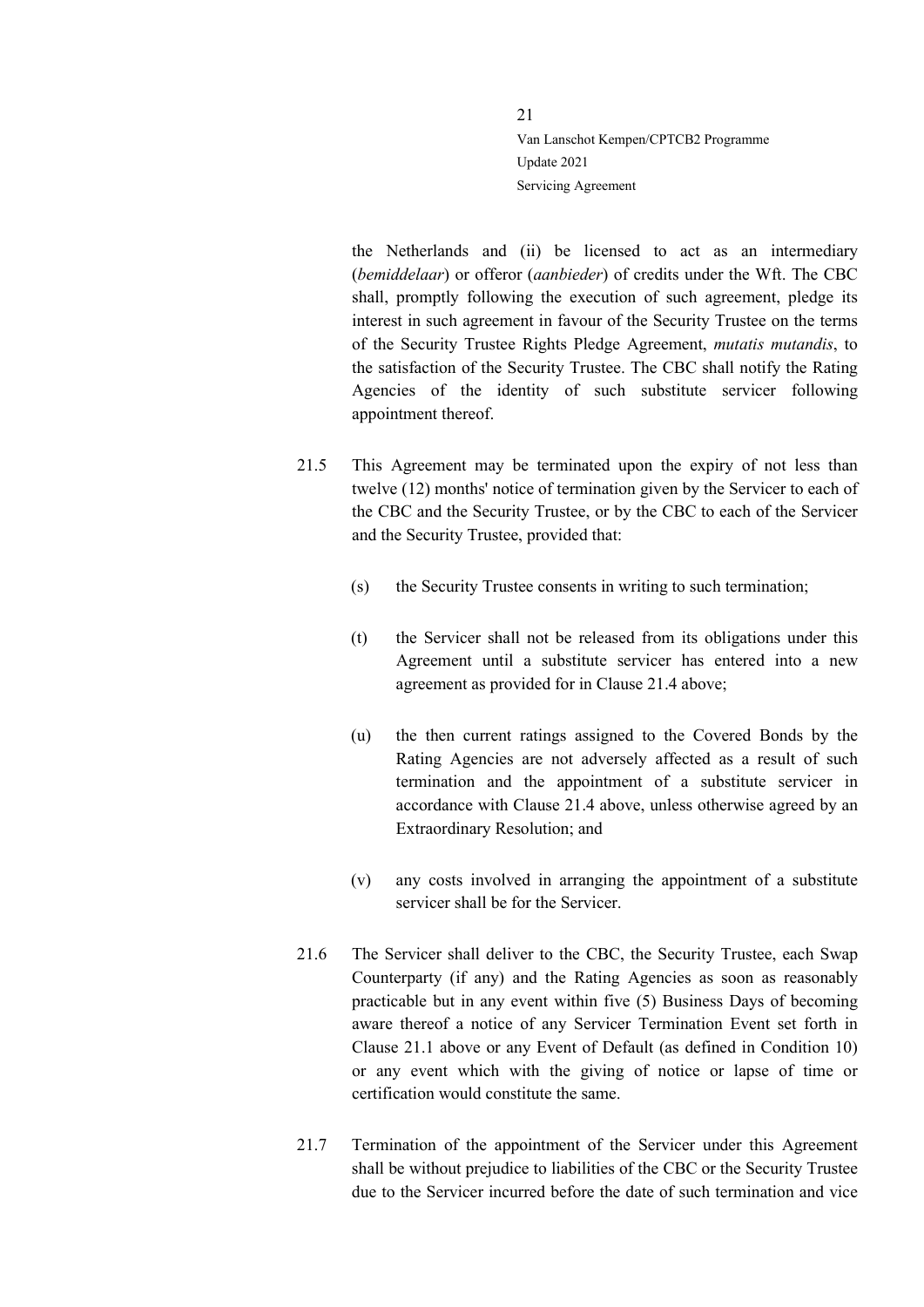the Netherlands and (ii) be licensed to act as an intermediary (*bemiddelaar*) or offeror (*aanbieder*) of credits under the Wft. The CBC shall, promptly following the execution of such agreement, pledge its interest in such agreement in favour of the Security Trustee on the terms of the Security Trustee Rights Pledge Agreement, *mutatis mutandis*, to the satisfaction of the Security Trustee. The CBC shall notify the Rating Agencies of the identity of such substitute servicer following appointment thereof.

21.5 This Agreement may be terminated upon the expiry of not less than twelve (12) months' notice of termination given by the Servicer to each of the CBC and the Security Trustee, or by the CBC to each of the Servicer and the Security Trustee, provided that:

(s) the Security Trustee consents in writing to such termination;

(t) the Servicer shall not be released from its obligations under this Agreement until a substitute servicer has entered into a new agreement as provided for in Clause 21.4 above;

(u) the then current ratings assigned to the Covered Bonds by the Rating Agencies are not adversely affected as a result of such termination and the appointment of a substitute servicer in accordance with Clause 21.4 above, unless otherwise agreed by an Extraordinary Resolution; and

(v) any costs involved in arranging the appointment of a substitute servicer shall be for the Servicer.

21.6 The Servicer shall deliver to the CBC, the Security Trustee, each Swap Counterparty (if any) and the Rating Agencies as soon as reasonably practicable but in any event within five (5) Business Days of becoming aware thereof a notice of any Servicer Termination Event set forth in Clause 21.1 above or any Event of Default (as defined in Condition 10) or any event which with the giving of notice or lapse of time or certification would constitute the same.

21.7 Termination of the appointment of the Servicer under this Agreement shall be without prejudice to liabilities of the CBC or the Security Trustee due to the Servicer incurred before the date of such termination and vice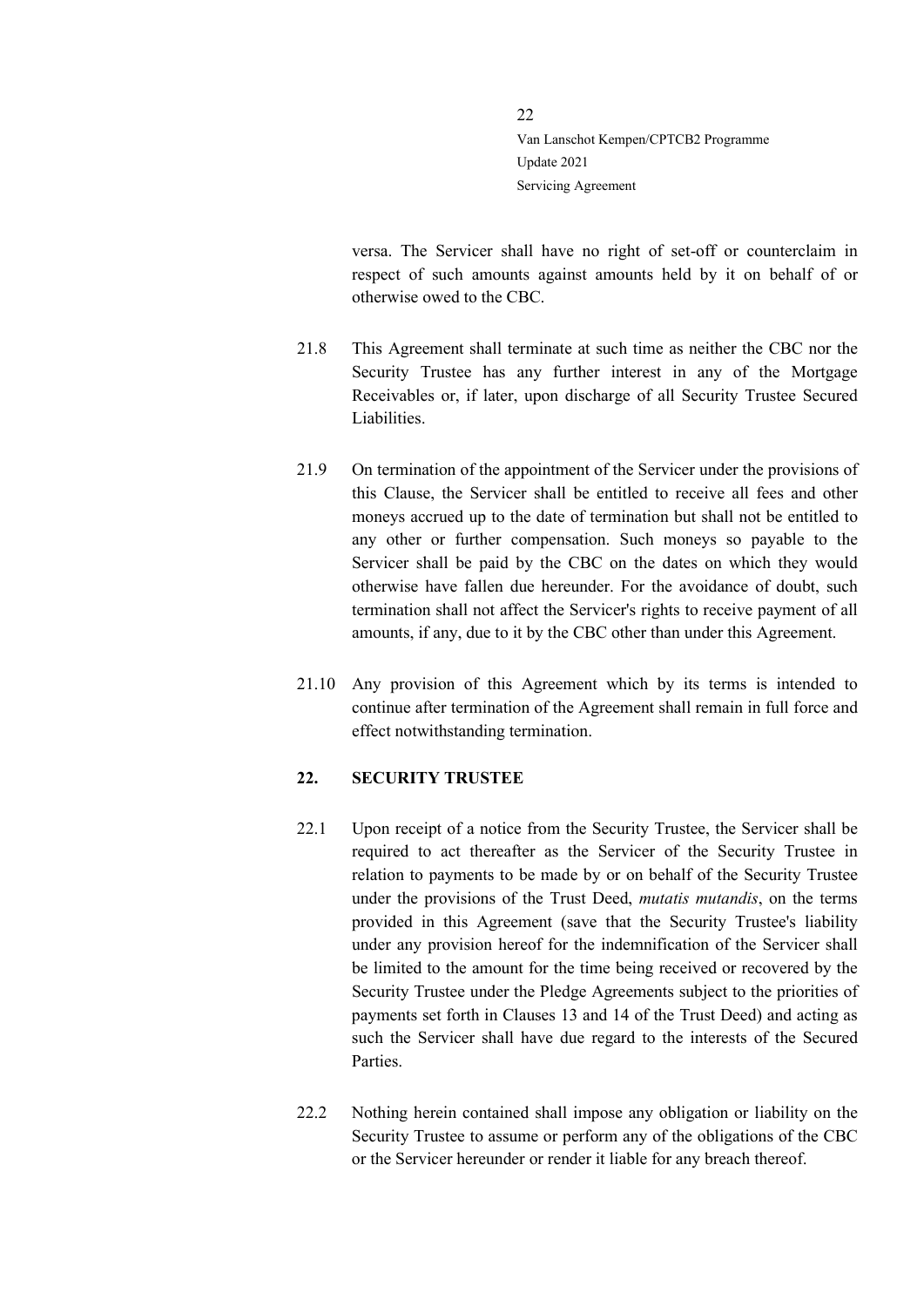versa. The Servicer shall have no right of set-off or counterclaim in respect of such amounts against amounts held by it on behalf of or otherwise owed to the CBC.

21.8 This Agreement shall terminate at such time as neither the CBC nor the Security Trustee has any further interest in any of the Mortgage Receivables or, if later, upon discharge of all Security Trustee Secured Liabilities.

21.9 On termination of the appointment of the Servicer under the provisions of this Clause, the Servicer shall be entitled to receive all fees and other moneys accrued up to the date of termination but shall not be entitled to any other or further compensation. Such moneys so payable to the Servicer shall be paid by the CBC on the dates on which they would otherwise have fallen due hereunder. For the avoidance of doubt, such termination shall not affect the Servicer's rights to receive payment of all amounts, if any, due to it by the CBC other than under this Agreement.

21.10 Any provision of this Agreement which by its terms is intended to continue after termination of the Agreement shall remain in full force and effect notwithstanding termination.

## 22. SECURITY TRUSTEE

22.1 Upon receipt of a notice from the Security Trustee, the Servicer shall be required to act thereafter as the Servicer of the Security Trustee in relation to payments to be made by or on behalf of the Security Trustee under the provisions of the Trust Deed, *mutatis mutandis*, on the terms provided in this Agreement (save that the Security Trustee's liability under any provision hereof for the indemnification of the Servicer shall be limited to the amount for the time being received or recovered by the Security Trustee under the Pledge Agreements subject to the priorities of payments set forth in Clauses 13 and 14 of the Trust Deed) and acting as such the Servicer shall have due regard to the interests of the Secured Parties.

22.2 Nothing herein contained shall impose any obligation or liability on the Security Trustee to assume or perform any of the obligations of the CBC or the Servicer hereunder or render it liable for any breach thereof.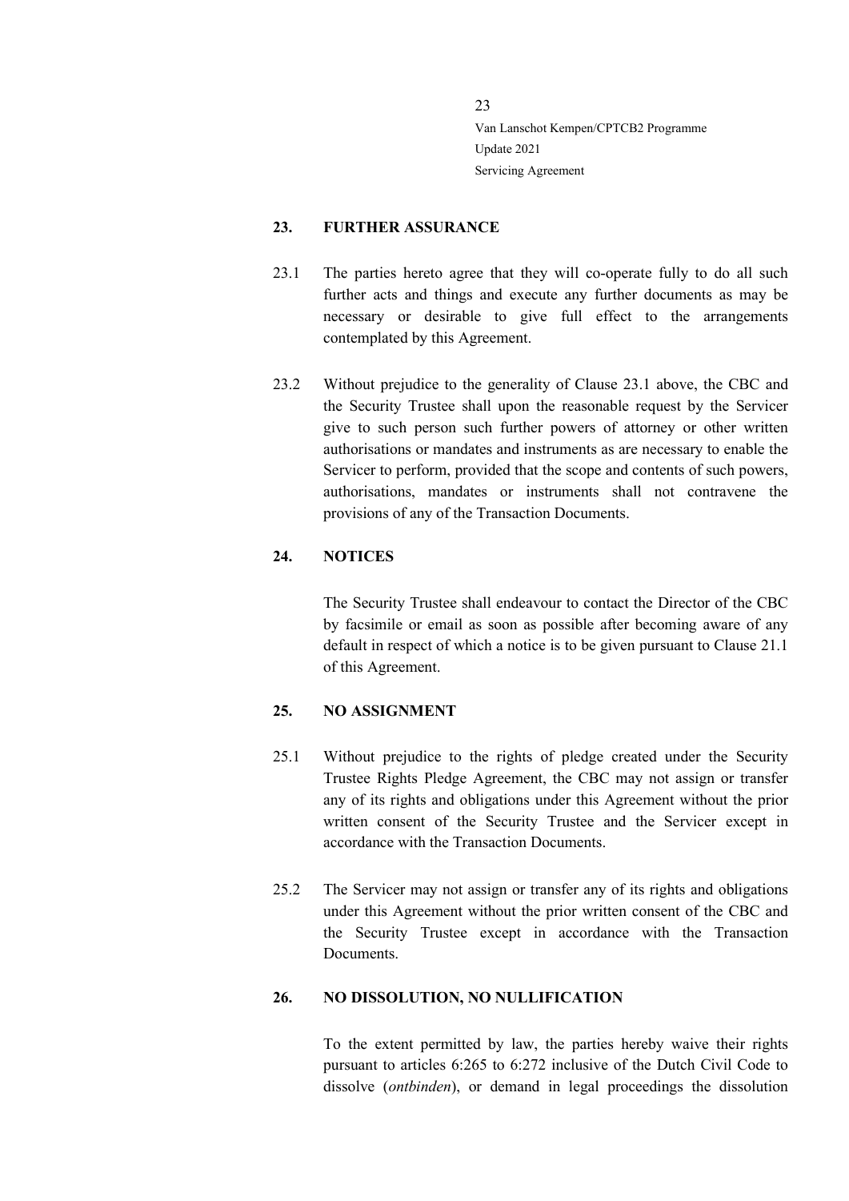## 23. FURTHER ASSURANCE

23.1 The parties hereto agree that they will co-operate fully to do all such further acts and things and execute any further documents as may be necessary or desirable to give full effect to the arrangements contemplated by this Agreement.

23.2 Without prejudice to the generality of Clause 23.1 above, the CBC and the Security Trustee shall upon the reasonable request by the Servicer give to such person such further powers of attorney or other written authorisations or mandates and instruments as are necessary to enable the Servicer to perform, provided that the scope and contents of such powers, authorisations, mandates or instruments shall not contravene the provisions of any of the Transaction Documents.

## 24. NOTICES

The Security Trustee shall endeavour to contact the Director of the CBC by facsimile or email as soon as possible after becoming aware of any default in respect of which a notice is to be given pursuant to Clause 21.1 of this Agreement.

## 25. NO ASSIGNMENT

25.1 Without prejudice to the rights of pledge created under the Security Trustee Rights Pledge Agreement, the CBC may not assign or transfer any of its rights and obligations under this Agreement without the prior written consent of the Security Trustee and the Servicer except in accordance with the Transaction Documents.

25.2 The Servicer may not assign or transfer any of its rights and obligations under this Agreement without the prior written consent of the CBC and the Security Trustee except in accordance with the Transaction Documents.

## 26. NO DISSOLUTION, NO NULLIFICATION

To the extent permitted by law, the parties hereby waive their rights pursuant to articles 6:265 to 6:272 inclusive of the Dutch Civil Code to dissolve (*ontbinden*), or demand in legal proceedings the dissolution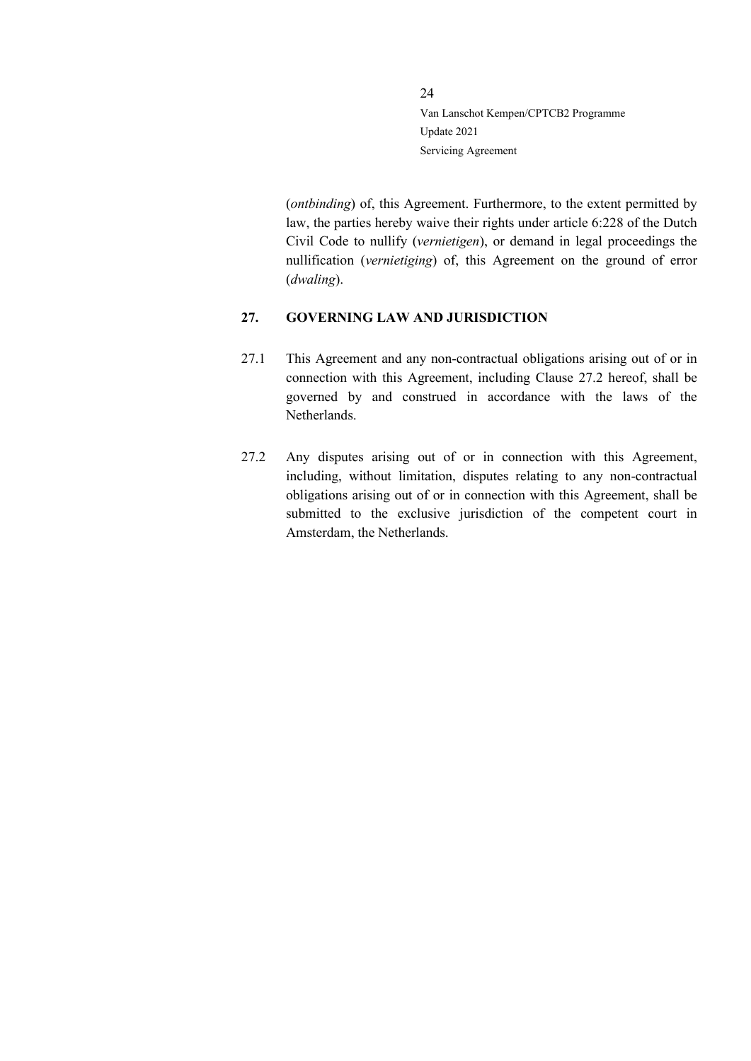(*ontbinding*) of, this Agreement. Furthermore, to the extent permitted by law, the parties hereby waive their rights under article 6:228 of the Dutch Civil Code to nullify (*vernietigen*), or demand in legal proceedings the nullification (*vernietiging*) of, this Agreement on the ground of error (*dwaling*).

## 27. GOVERNING LAW AND JURISDICTION

27.1 This Agreement and any non-contractual obligations arising out of or in connection with this Agreement, including Clause 27.2 hereof, shall be governed by and construed in accordance with the laws of the Netherlands.

27.2 Any disputes arising out of or in connection with this Agreement, including, without limitation, disputes relating to any non-contractual obligations arising out of or in connection with this Agreement, shall be submitted to the exclusive jurisdiction of the competent court in Amsterdam, the Netherlands.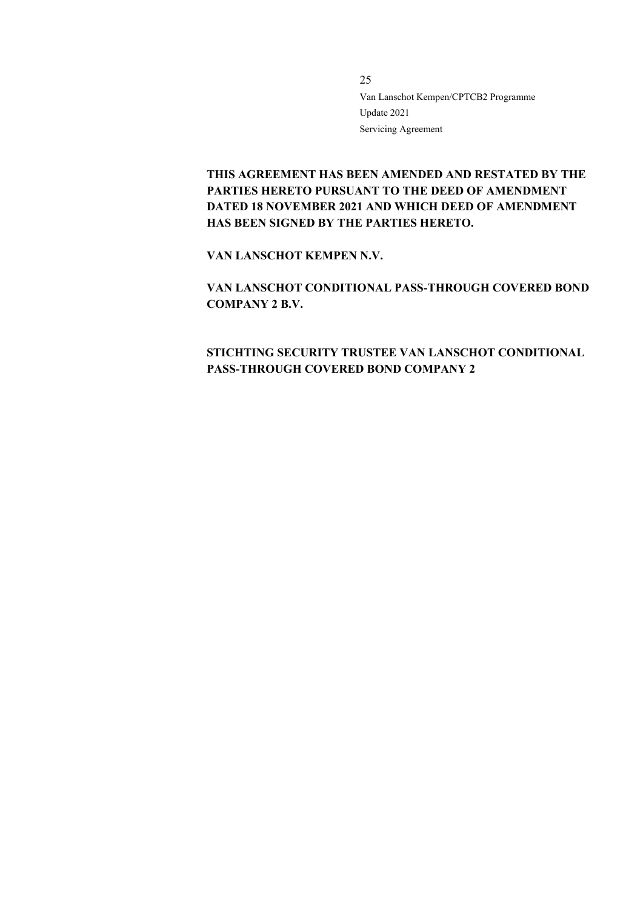**THIS AGREEMENT HAS BEEN AMENDED AND RESTATED BY THE PARTIES HERETO PURSUANT TO THE DEED OF AMENDMENT DATED 18 NOVEMBER 2021 AND WHICH DEED OF AMENDMENT HAS BEEN SIGNED BY THE PARTIES HERETO.**

**VAN LANSCHOT KEMPEN N.V.**

**VAN LANSCHOT CONDITIONAL PASS-THROUGH COVERED BOND COMPANY 2 B.V.**

**STICHTING SECURITY TRUSTEE VAN LANSCHOT CONDITIONAL PASS-THROUGH COVERED BOND COMPANY 2**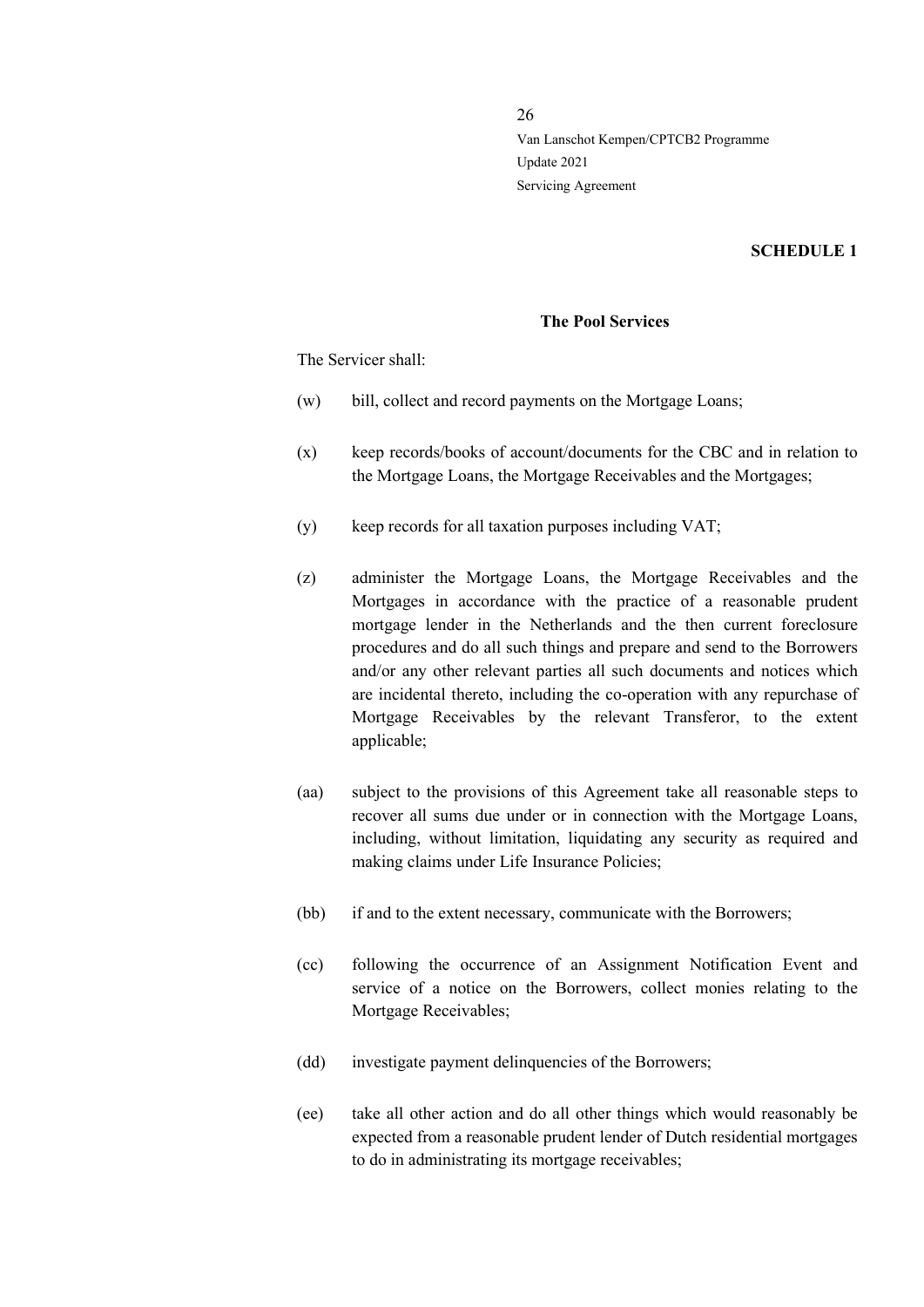**SCHEDULE 1**

**The Pool Services**

The Servicer shall:

(w) bill, collect and record payments on the Mortgage Loans;

(x) keep records/books of account/documents for the CBC and in relation to the Mortgage Loans, the Mortgage Receivables and the Mortgages;

(y) keep records for all taxation purposes including VAT;

(z) administer the Mortgage Loans, the Mortgage Receivables and the Mortgages in accordance with the practice of a reasonable prudent mortgage lender in the Netherlands and the then current foreclosure procedures and do all such things and prepare and send to the Borrowers and/or any other relevant parties all such documents and notices which are incidental thereto, including the co-operation with any repurchase of Mortgage Receivables by the relevant Transferor, to the extent applicable;

(aa) subject to the provisions of this Agreement take all reasonable steps to recover all sums due under or in connection with the Mortgage Loans, including, without limitation, liquidating any security as required and making claims under Life Insurance Policies;

(bb) if and to the extent necessary, communicate with the Borrowers;

(cc) following the occurrence of an Assignment Notification Event and service of a notice on the Borrowers, collect monies relating to the Mortgage Receivables;

(dd) investigate payment delinquencies of the Borrowers;

(ee) take all other action and do all other things which would reasonably be expected from a reasonable prudent lender of Dutch residential mortgages to do in administrating its mortgage receivables;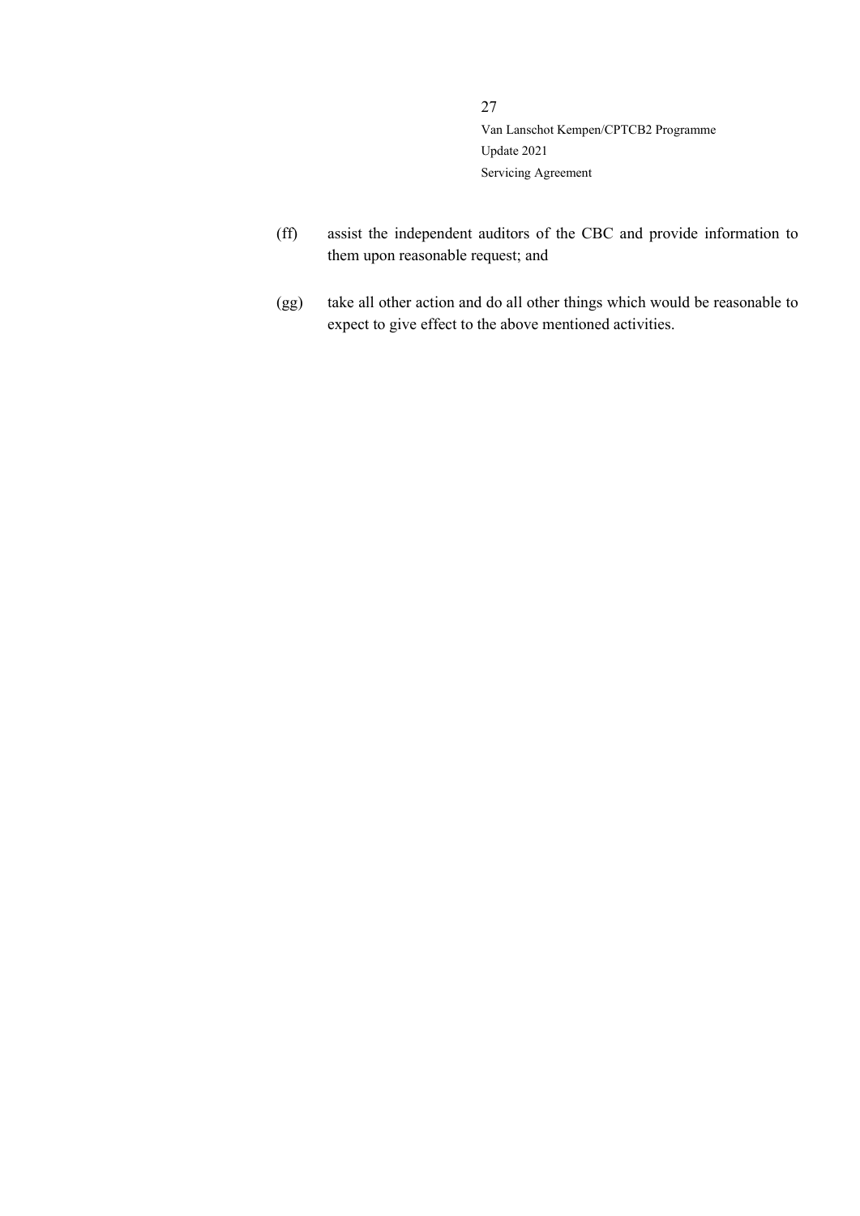(ff) assist the independent auditors of the CBC and provide information to them upon reasonable request; and

(gg) take all other action and do all other things which would be reasonable to expect to give effect to the above mentioned activities.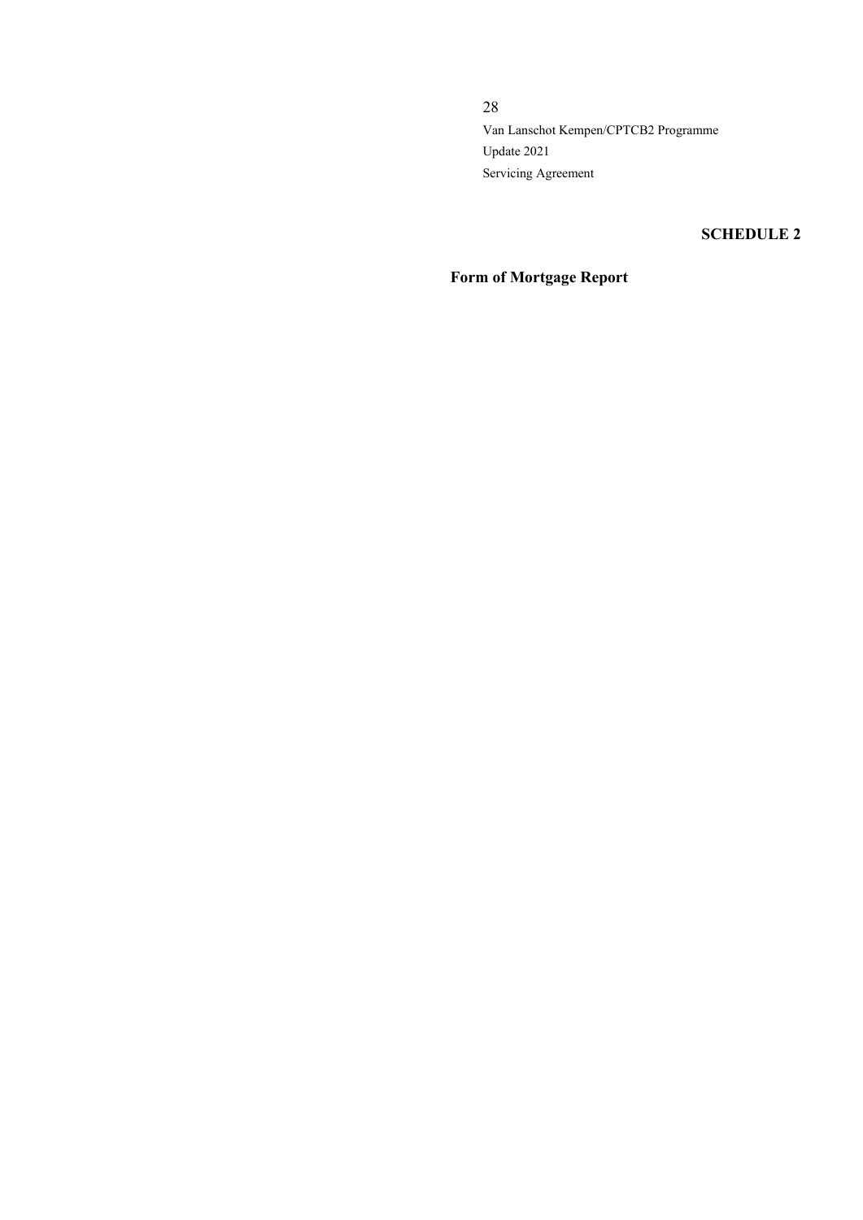## SCHEDULE 2

## Form of Mortgage Report